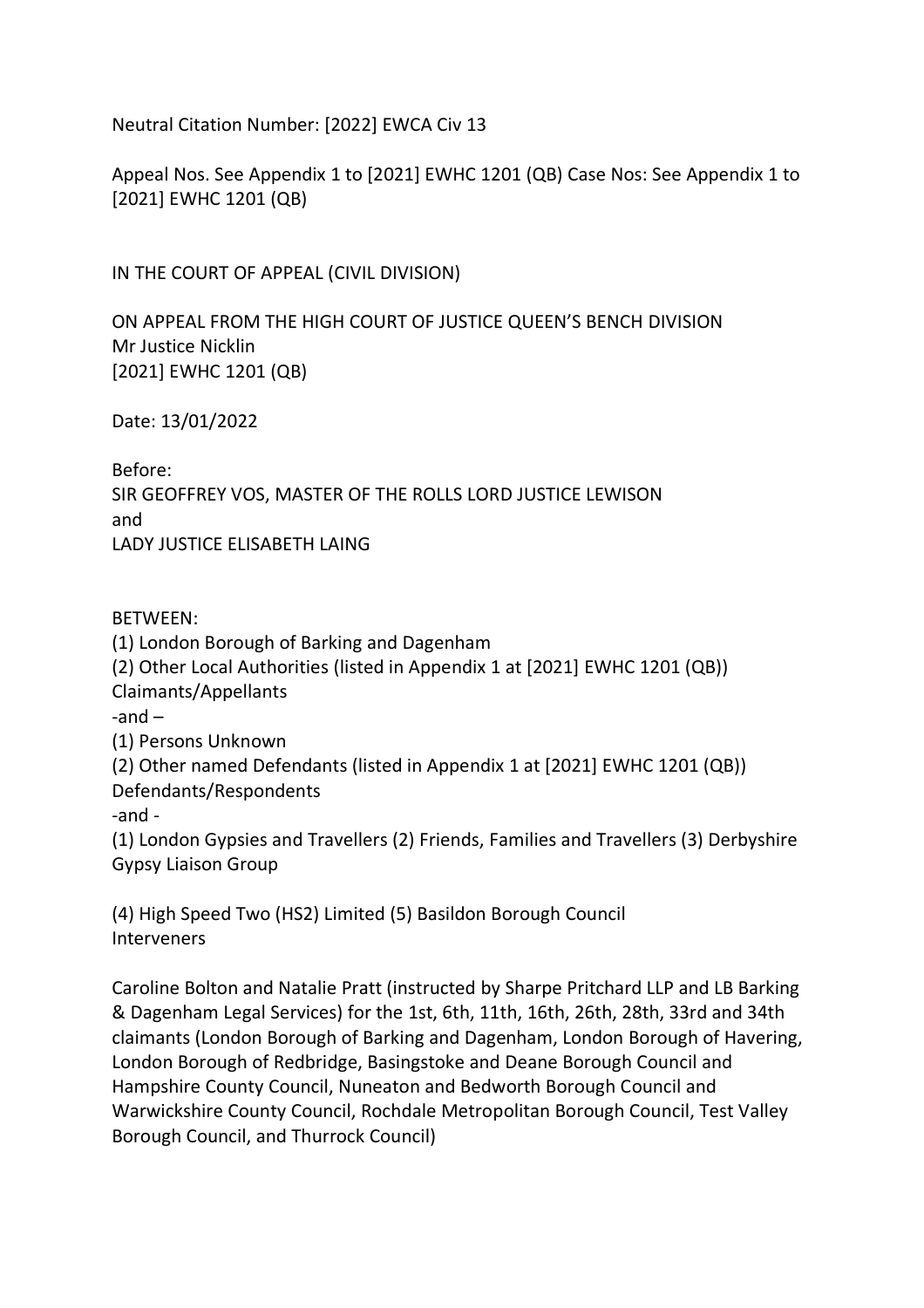Neutral Citation Number: [2022] EWCA Civ 13

Appeal Nos. See Appendix 1 to [2021] EWHC 1201 (QB) Case Nos: See Appendix 1 to [2021] EWHC 1201 (QB)

IN THE COURT OF APPEAL (CIVIL DIVISION)

ON APPEAL FROM THE HIGH COURT OF JUSTICE QUEEN'S BENCH DIVISION
Mr Justice Nicklin
[2021] EWHC 1201 (QB)

Date: 13/01/2022

Before:
SIR GEOFFREY VOS, MASTER OF THE ROLLS LORD JUSTICE LEWISON
and
LADY JUSTICE ELISABETH LAING

BETWEEN:
(1) London Borough of Barking and Dagenham
(2) Other Local Authorities (listed in Appendix 1 at [2021] EWHC 1201 (QB))
Claimants/Appellants
-and –
(1) Persons Unknown
(2) Other named Defendants (listed in Appendix 1 at [2021] EWHC 1201 (QB))
Defendants/Respondents
-and -
(1) London Gypsies and Travellers (2) Friends, Families and Travellers (3) Derbyshire Gypsy Liaison Group

(4) High Speed Two (HS2) Limited (5) Basildon Borough Council
Interveners

Caroline Bolton and Natalie Pratt (instructed by Sharpe Pritchard LLP and LB Barking & Dagenham Legal Services) for the 1st, 6th, 11th, 16th, 26th, 28th, 33rd and 34th claimants (London Borough of Barking and Dagenham, London Borough of Havering, London Borough of Redbridge, Basingstoke and Deane Borough Council and Hampshire County Council, Nuneaton and Bedworth Borough Council and Warwickshire County Council, Rochdale Metropolitan Borough Council, Test Valley Borough Council, and Thurrock Council)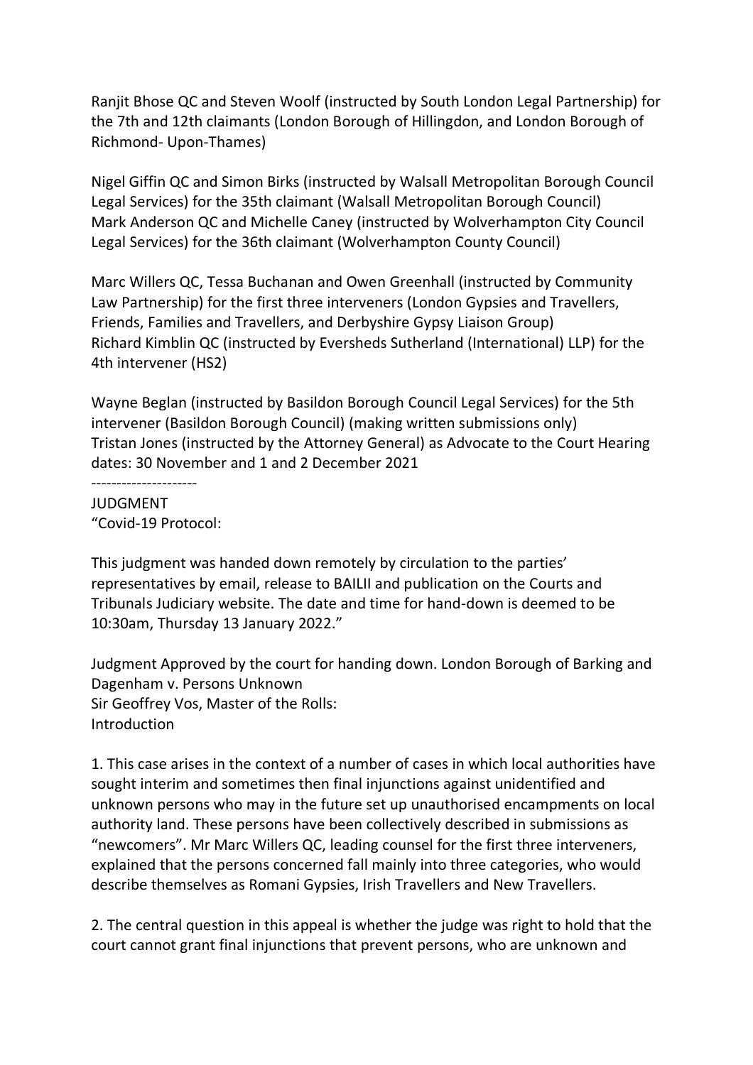Ranjit Bhose QC and Steven Woolf (instructed by South London Legal Partnership) for the 7th and 12th claimants (London Borough of Hillingdon, and London Borough of Richmond- Upon-Thames)

Nigel Giffin QC and Simon Birks (instructed by Walsall Metropolitan Borough Council Legal Services) for the 35th claimant (Walsall Metropolitan Borough Council)
Mark Anderson QC and Michelle Caney (instructed by Wolverhampton City Council Legal Services) for the 36th claimant (Wolverhampton County Council)

Marc Willers QC, Tessa Buchanan and Owen Greenhall (instructed by Community Law Partnership) for the first three interveners (London Gypsies and Travellers, Friends, Families and Travellers, and Derbyshire Gypsy Liaison Group)
Richard Kimblin QC (instructed by Eversheds Sutherland (International) LLP) for the 4th intervener (HS2)

Wayne Beglan (instructed by Basildon Borough Council Legal Services) for the 5th intervener (Basildon Borough Council) (making written submissions only)
Tristan Jones (instructed by the Attorney General) as Advocate to the Court Hearing dates: 30 November and 1 and 2 December 2021

---------------------

JUDGMENT
“Covid-19 Protocol:

This judgment was handed down remotely by circulation to the parties’ representatives by email, release to BAILII and publication on the Courts and Tribunals Judiciary website. The date and time for hand-down is deemed to be 10:30am, Thursday 13 January 2022.”

Judgment Approved by the court for handing down. London Borough of Barking and Dagenham v. Persons Unknown
Sir Geoffrey Vos, Master of the Rolls:
Introduction

1. This case arises in the context of a number of cases in which local authorities have sought interim and sometimes then final injunctions against unidentified and unknown persons who may in the future set up unauthorised encampments on local authority land. These persons have been collectively described in submissions as “newcomers”. Mr Marc Willers QC, leading counsel for the first three interveners, explained that the persons concerned fall mainly into three categories, who would describe themselves as Romani Gypsies, Irish Travellers and New Travellers.

2. The central question in this appeal is whether the judge was right to hold that the court cannot grant final injunctions that prevent persons, who are unknown and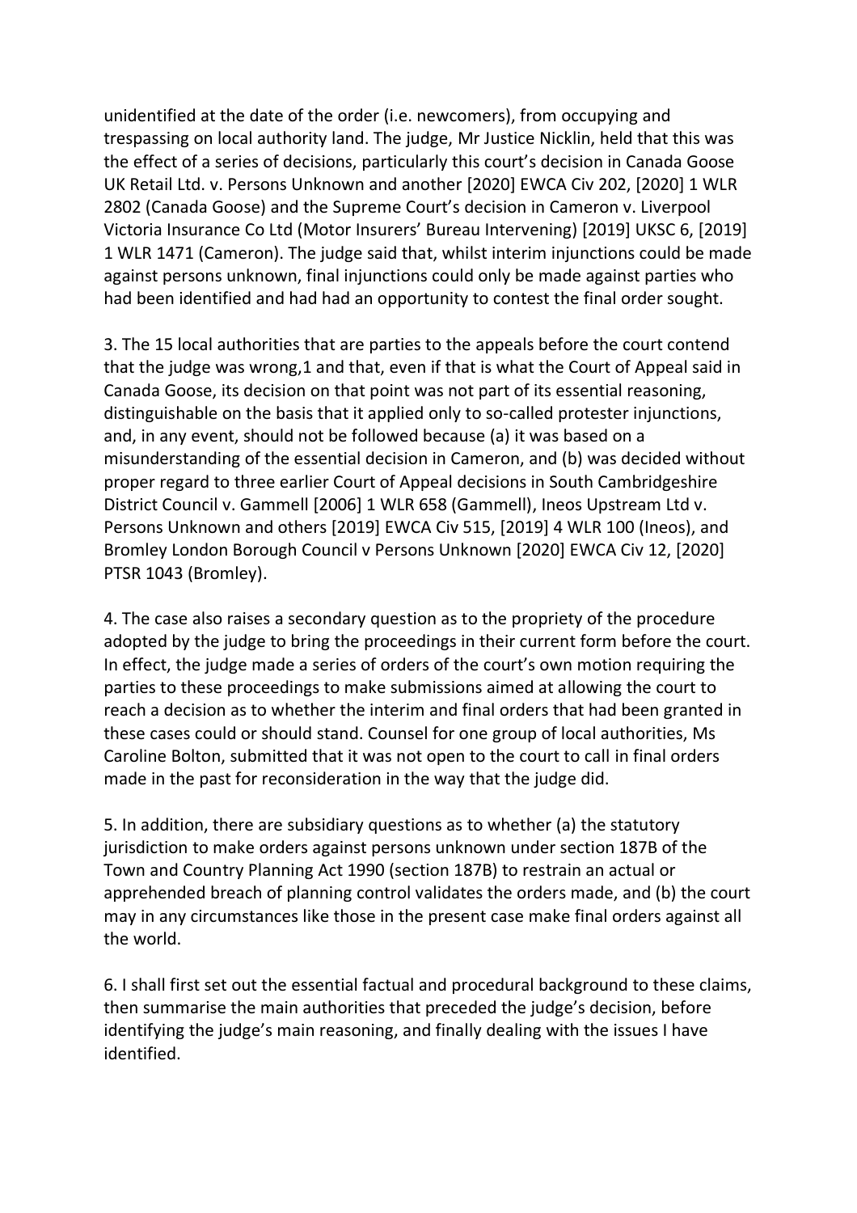unidentified at the date of the order (i.e. newcomers), from occupying and trespassing on local authority land. The judge, Mr Justice Nicklin, held that this was the effect of a series of decisions, particularly this court's decision in Canada Goose UK Retail Ltd. v. Persons Unknown and another [2020] EWCA Civ 202, [2020] 1 WLR 2802 (Canada Goose) and the Supreme Court's decision in Cameron v. Liverpool Victoria Insurance Co Ltd (Motor Insurers' Bureau Intervening) [2019] UKSC 6, [2019] 1 WLR 1471 (Cameron). The judge said that, whilst interim injunctions could be made against persons unknown, final injunctions could only be made against parties who had been identified and had had an opportunity to contest the final order sought.

3. The 15 local authorities that are parties to the appeals before the court contend that the judge was wrong,[1] and that, even if that is what the Court of Appeal said in Canada Goose, its decision on that point was not part of its essential reasoning, distinguishable on the basis that it applied only to so-called protester injunctions, and, in any event, should not be followed because (a) it was based on a misunderstanding of the essential decision in Cameron, and (b) was decided without proper regard to three earlier Court of Appeal decisions in South Cambridgeshire District Council v. Gammell [2006] 1 WLR 658 (Gammell), Ineos Upstream Ltd v. Persons Unknown and others [2019] EWCA Civ 515, [2019] 4 WLR 100 (Ineos), and Bromley London Borough Council v Persons Unknown [2020] EWCA Civ 12, [2020] PTSR 1043 (Bromley).

4. The case also raises a secondary question as to the propriety of the procedure adopted by the judge to bring the proceedings in their current form before the court. In effect, the judge made a series of orders of the court's own motion requiring the parties to these proceedings to make submissions aimed at allowing the court to reach a decision as to whether the interim and final orders that had been granted in these cases could or should stand. Counsel for one group of local authorities, Ms Caroline Bolton, submitted that it was not open to the court to call in final orders made in the past for reconsideration in the way that the judge did.

5. In addition, there are subsidiary questions as to whether (a) the statutory jurisdiction to make orders against persons unknown under section 187B of the Town and Country Planning Act 1990 (section 187B) to restrain an actual or apprehended breach of planning control validates the orders made, and (b) the court may in any circumstances like those in the present case make final orders against all the world.

6. I shall first set out the essential factual and procedural background to these claims, then summarise the main authorities that preceded the judge's decision, before identifying the judge's main reasoning, and finally dealing with the issues I have identified.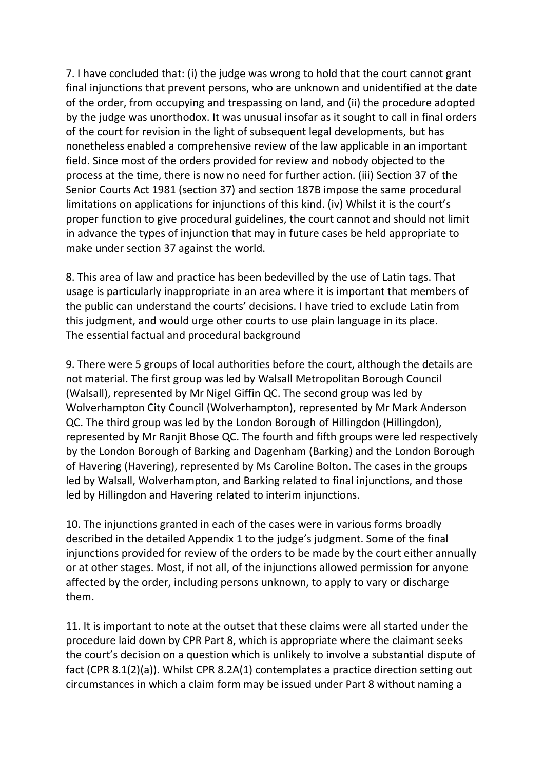7. I have concluded that: (i) the judge was wrong to hold that the court cannot grant final injunctions that prevent persons, who are unknown and unidentified at the date of the order, from occupying and trespassing on land, and (ii) the procedure adopted by the judge was unorthodox. It was unusual insofar as it sought to call in final orders of the court for revision in the light of subsequent legal developments, but has nonetheless enabled a comprehensive review of the law applicable in an important field. Since most of the orders provided for review and nobody objected to the process at the time, there is now no need for further action. (iii) Section 37 of the Senior Courts Act 1981 (section 37) and section 187B impose the same procedural limitations on applications for injunctions of this kind. (iv) Whilst it is the court's proper function to give procedural guidelines, the court cannot and should not limit in advance the types of injunction that may in future cases be held appropriate to make under section 37 against the world.

8. This area of law and practice has been bedevilled by the use of Latin tags. That usage is particularly inappropriate in an area where it is important that members of the public can understand the courts' decisions. I have tried to exclude Latin from this judgment, and would urge other courts to use plain language in its place.

## The essential factual and procedural background

9. There were 5 groups of local authorities before the court, although the details are not material. The first group was led by Walsall Metropolitan Borough Council (Walsall), represented by Mr Nigel Giffin QC. The second group was led by Wolverhampton City Council (Wolverhampton), represented by Mr Mark Anderson QC. The third group was led by the London Borough of Hillingdon (Hillingdon), represented by Mr Ranjit Bhose QC. The fourth and fifth groups were led respectively by the London Borough of Barking and Dagenham (Barking) and the London Borough of Havering (Havering), represented by Ms Caroline Bolton. The cases in the groups led by Walsall, Wolverhampton, and Barking related to final injunctions, and those led by Hillingdon and Havering related to interim injunctions.

10. The injunctions granted in each of the cases were in various forms broadly described in the detailed Appendix 1 to the judge's judgment. Some of the final injunctions provided for review of the orders to be made by the court either annually or at other stages. Most, if not all, of the injunctions allowed permission for anyone affected by the order, including persons unknown, to apply to vary or discharge them.

11. It is important to note at the outset that these claims were all started under the procedure laid down by CPR Part 8, which is appropriate where the claimant seeks the court's decision on a question which is unlikely to involve a substantial dispute of fact (CPR 8.1(2)(a)). Whilst CPR 8.2A(1) contemplates a practice direction setting out circumstances in which a claim form may be issued under Part 8 without naming a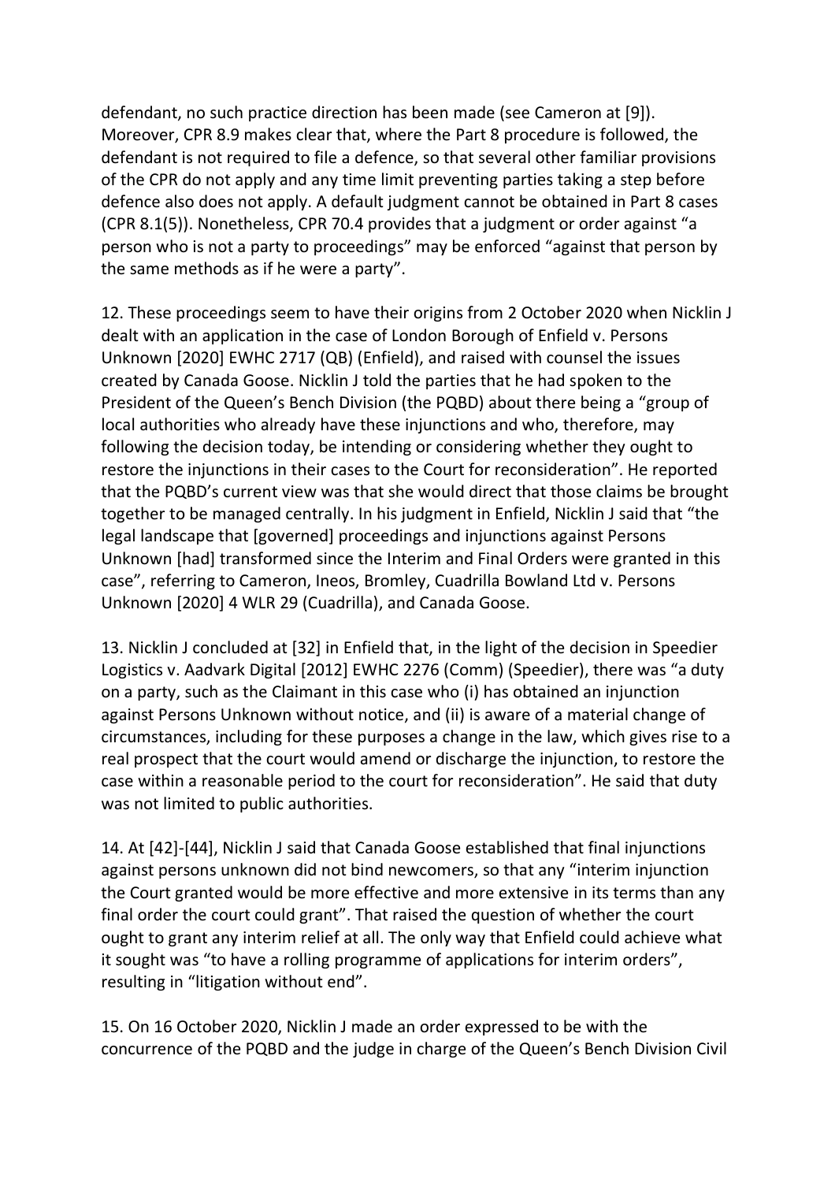defendant, no such practice direction has been made (see Cameron at [9]). Moreover, CPR 8.9 makes clear that, where the Part 8 procedure is followed, the defendant is not required to file a defence, so that several other familiar provisions of the CPR do not apply and any time limit preventing parties taking a step before defence also does not apply. A default judgment cannot be obtained in Part 8 cases (CPR 8.1(5)). Nonetheless, CPR 70.4 provides that a judgment or order against "a person who is not a party to proceedings" may be enforced "against that person by the same methods as if he were a party".

12. These proceedings seem to have their origins from 2 October 2020 when Nicklin J dealt with an application in the case of London Borough of Enfield v. Persons Unknown [2020] EWHC 2717 (QB) (Enfield), and raised with counsel the issues created by Canada Goose. Nicklin J told the parties that he had spoken to the President of the Queen's Bench Division (the PQBD) about there being a "group of local authorities who already have these injunctions and who, therefore, may following the decision today, be intending or considering whether they ought to restore the injunctions in their cases to the Court for reconsideration". He reported that the PQBD's current view was that she would direct that those claims be brought together to be managed centrally. In his judgment in Enfield, Nicklin J said that "the legal landscape that [governed] proceedings and injunctions against Persons Unknown [had] transformed since the Interim and Final Orders were granted in this case", referring to Cameron, Ineos, Bromley, Cuadrilla Bowland Ltd v. Persons Unknown [2020] 4 WLR 29 (Cuadrilla), and Canada Goose.

13. Nicklin J concluded at [32] in Enfield that, in the light of the decision in Speedier Logistics v. Aadvark Digital [2012] EWHC 2276 (Comm) (Speedier), there was "a duty on a party, such as the Claimant in this case who (i) has obtained an injunction against Persons Unknown without notice, and (ii) is aware of a material change of circumstances, including for these purposes a change in the law, which gives rise to a real prospect that the court would amend or discharge the injunction, to restore the case within a reasonable period to the court for reconsideration". He said that duty was not limited to public authorities.

14. At [42]-[44], Nicklin J said that Canada Goose established that final injunctions against persons unknown did not bind newcomers, so that any "interim injunction the Court granted would be more effective and more extensive in its terms than any final order the court could grant". That raised the question of whether the court ought to grant any interim relief at all. The only way that Enfield could achieve what it sought was "to have a rolling programme of applications for interim orders", resulting in "litigation without end".

15. On 16 October 2020, Nicklin J made an order expressed to be with the concurrence of the PQBD and the judge in charge of the Queen's Bench Division Civil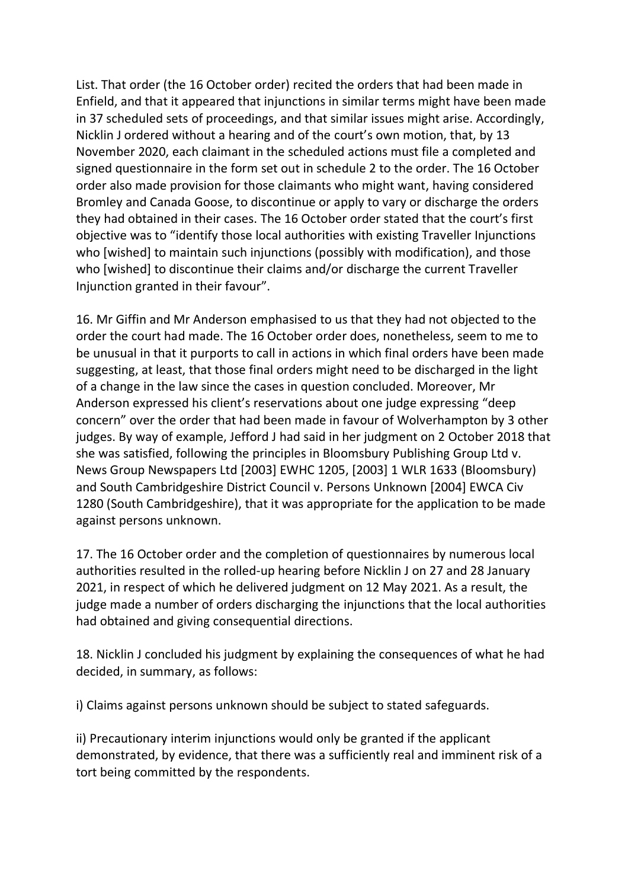List. That order (the 16 October order) recited the orders that had been made in Enfield, and that it appeared that injunctions in similar terms might have been made in 37 scheduled sets of proceedings, and that similar issues might arise. Accordingly, Nicklin J ordered without a hearing and of the court's own motion, that, by 13 November 2020, each claimant in the scheduled actions must file a completed and signed questionnaire in the form set out in schedule 2 to the order. The 16 October order also made provision for those claimants who might want, having considered Bromley and Canada Goose, to discontinue or apply to vary or discharge the orders they had obtained in their cases. The 16 October order stated that the court's first objective was to "identify those local authorities with existing Traveller Injunctions who [wished] to maintain such injunctions (possibly with modification), and those who [wished] to discontinue their claims and/or discharge the current Traveller Injunction granted in their favour".

16. Mr Giffin and Mr Anderson emphasised to us that they had not objected to the order the court had made. The 16 October order does, nonetheless, seem to me to be unusual in that it purports to call in actions in which final orders have been made suggesting, at least, that those final orders might need to be discharged in the light of a change in the law since the cases in question concluded. Moreover, Mr Anderson expressed his client's reservations about one judge expressing "deep concern" over the order that had been made in favour of Wolverhampton by 3 other judges. By way of example, Jefford J had said in her judgment on 2 October 2018 that she was satisfied, following the principles in Bloomsbury Publishing Group Ltd v. News Group Newspapers Ltd [2003] EWHC 1205, [2003] 1 WLR 1633 (Bloomsbury) and South Cambridgeshire District Council v. Persons Unknown [2004] EWCA Civ 1280 (South Cambridgeshire), that it was appropriate for the application to be made against persons unknown.

17. The 16 October order and the completion of questionnaires by numerous local authorities resulted in the rolled-up hearing before Nicklin J on 27 and 28 January 2021, in respect of which he delivered judgment on 12 May 2021. As a result, the judge made a number of orders discharging the injunctions that the local authorities had obtained and giving consequential directions.

18. Nicklin J concluded his judgment by explaining the consequences of what he had decided, in summary, as follows:

i) Claims against persons unknown should be subject to stated safeguards.

ii) Precautionary interim injunctions would only be granted if the applicant demonstrated, by evidence, that there was a sufficiently real and imminent risk of a tort being committed by the respondents.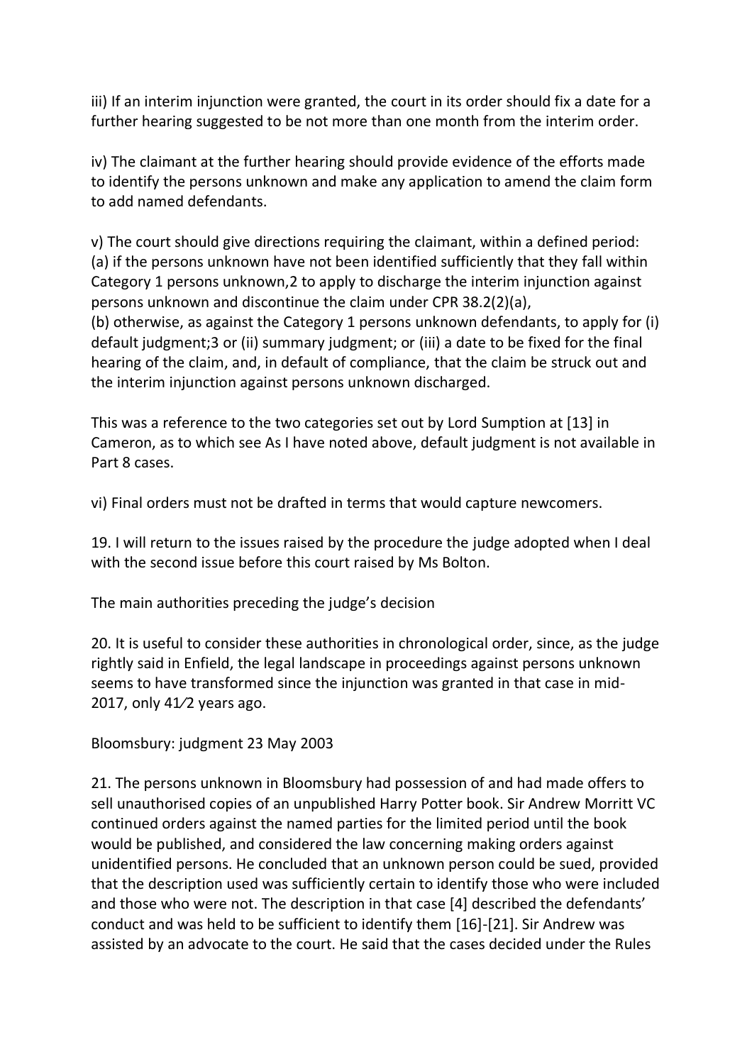iii) If an interim injunction were granted, the court in its order should fix a date for a further hearing suggested to be not more than one month from the interim order.

iv) The claimant at the further hearing should provide evidence of the efforts made to identify the persons unknown and make any application to amend the claim form to add named defendants.

v) The court should give directions requiring the claimant, within a defined period:
(a) if the persons unknown have not been identified sufficiently that they fall within Category 1 persons unknown,[2] to apply to discharge the interim injunction against persons unknown and discontinue the claim under CPR 38.2(2)(a),
(b) otherwise, as against the Category 1 persons unknown defendants, to apply for (i) default judgment;[3] or (ii) summary judgment; or (iii) a date to be fixed for the final hearing of the claim, and, in default of compliance, that the claim be struck out and the interim injunction against persons unknown discharged.

This was a reference to the two categories set out by Lord Sumption at [13] in Cameron, as to which see As I have noted above, default judgment is not available in Part 8 cases.

vi) Final orders must not be drafted in terms that would capture newcomers.

19. I will return to the issues raised by the procedure the judge adopted when I deal with the second issue before this court raised by Ms Bolton.

## The main authorities preceding the judge's decision

20. It is useful to consider these authorities in chronological order, since, as the judge rightly said in Enfield, the legal landscape in proceedings against persons unknown seems to have transformed since the injunction was granted in that case in mid-2017, only 4½ years ago.

### Bloomsbury: judgment 23 May 2003

21. The persons unknown in Bloomsbury had possession of and had made offers to sell unauthorised copies of an unpublished Harry Potter book. Sir Andrew Morritt VC continued orders against the named parties for the limited period until the book would be published, and considered the law concerning making orders against unidentified persons. He concluded that an unknown person could be sued, provided that the description used was sufficiently certain to identify those who were included and those who were not. The description in that case [4] described the defendants' conduct and was held to be sufficient to identify them [16]-[21]. Sir Andrew was assisted by an advocate to the court. He said that the cases decided under the Rules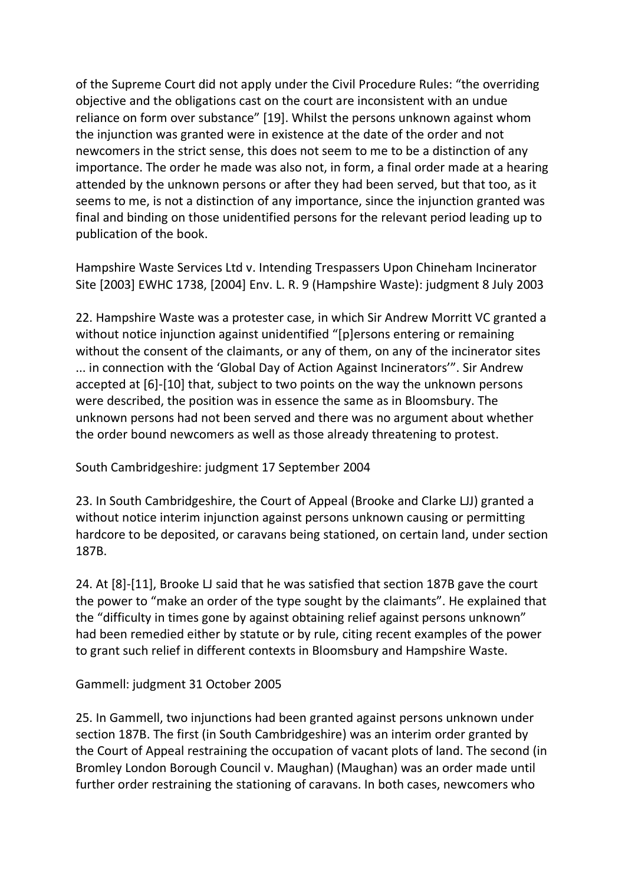of the Supreme Court did not apply under the Civil Procedure Rules: "the overriding objective and the obligations cast on the court are inconsistent with an undue reliance on form over substance" [19]. Whilst the persons unknown against whom the injunction was granted were in existence at the date of the order and not newcomers in the strict sense, this does not seem to me to be a distinction of any importance. The order he made was also not, in form, a final order made at a hearing attended by the unknown persons or after they had been served, but that too, as it seems to me, is not a distinction of any importance, since the injunction granted was final and binding on those unidentified persons for the relevant period leading up to publication of the book.

Hampshire Waste Services Ltd v. Intending Trespassers Upon Chineham Incinerator Site [2003] EWHC 1738, [2004] Env. L. R. 9 (Hampshire Waste): judgment 8 July 2003

22. Hampshire Waste was a protester case, in which Sir Andrew Morritt VC granted a without notice injunction against unidentified "[p]ersons entering or remaining without the consent of the claimants, or any of them, on any of the incinerator sites ... in connection with the 'Global Day of Action Against Incinerators'". Sir Andrew accepted at [6]-[10] that, subject to two points on the way the unknown persons were described, the position was in essence the same as in Bloomsbury. The unknown persons had not been served and there was no argument about whether the order bound newcomers as well as those already threatening to protest.

South Cambridgeshire: judgment 17 September 2004

23. In South Cambridgeshire, the Court of Appeal (Brooke and Clarke LJJ) granted a without notice interim injunction against persons unknown causing or permitting hardcore to be deposited, or caravans being stationed, on certain land, under section 187B.

24. At [8]-[11], Brooke LJ said that he was satisfied that section 187B gave the court the power to "make an order of the type sought by the claimants". He explained that the "difficulty in times gone by against obtaining relief against persons unknown" had been remedied either by statute or by rule, citing recent examples of the power to grant such relief in different contexts in Bloomsbury and Hampshire Waste.

Gammell: judgment 31 October 2005

25. In Gammell, two injunctions had been granted against persons unknown under section 187B. The first (in South Cambridgeshire) was an interim order granted by the Court of Appeal restraining the occupation of vacant plots of land. The second (in Bromley London Borough Council v. Maughan) (Maughan) was an order made until further order restraining the stationing of caravans. In both cases, newcomers who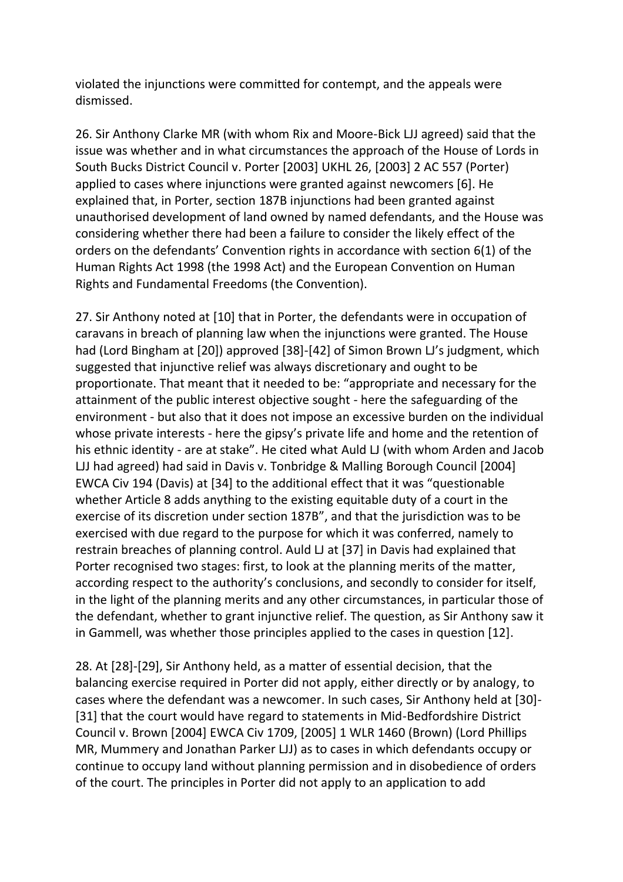violated the injunctions were committed for contempt, and the appeals were dismissed.

26. Sir Anthony Clarke MR (with whom Rix and Moore-Bick LJJ agreed) said that the issue was whether and in what circumstances the approach of the House of Lords in South Bucks District Council v. Porter [2003] UKHL 26, [2003] 2 AC 557 (Porter) applied to cases where injunctions were granted against newcomers [6]. He explained that, in Porter, section 187B injunctions had been granted against unauthorised development of land owned by named defendants, and the House was considering whether there had been a failure to consider the likely effect of the orders on the defendants' Convention rights in accordance with section 6(1) of the Human Rights Act 1998 (the 1998 Act) and the European Convention on Human Rights and Fundamental Freedoms (the Convention).

27. Sir Anthony noted at [10] that in Porter, the defendants were in occupation of caravans in breach of planning law when the injunctions were granted. The House had (Lord Bingham at [20]) approved [38]-[42] of Simon Brown LJ's judgment, which suggested that injunctive relief was always discretionary and ought to be proportionate. That meant that it needed to be: "appropriate and necessary for the attainment of the public interest objective sought - here the safeguarding of the environment - but also that it does not impose an excessive burden on the individual whose private interests - here the gipsy's private life and home and the retention of his ethnic identity - are at stake". He cited what Auld LJ (with whom Arden and Jacob LJJ had agreed) had said in Davis v. Tonbridge & Malling Borough Council [2004] EWCA Civ 194 (Davis) at [34] to the additional effect that it was "questionable whether Article 8 adds anything to the existing equitable duty of a court in the exercise of its discretion under section 187B", and that the jurisdiction was to be exercised with due regard to the purpose for which it was conferred, namely to restrain breaches of planning control. Auld LJ at [37] in Davis had explained that Porter recognised two stages: first, to look at the planning merits of the matter, according respect to the authority's conclusions, and secondly to consider for itself, in the light of the planning merits and any other circumstances, in particular those of the defendant, whether to grant injunctive relief. The question, as Sir Anthony saw it in Gammell, was whether those principles applied to the cases in question [12].

28. At [28]-[29], Sir Anthony held, as a matter of essential decision, that the balancing exercise required in Porter did not apply, either directly or by analogy, to cases where the defendant was a newcomer. In such cases, Sir Anthony held at [30]-[31] that the court would have regard to statements in Mid-Bedfordshire District Council v. Brown [2004] EWCA Civ 1709, [2005] 1 WLR 1460 (Brown) (Lord Phillips MR, Mummery and Jonathan Parker LJJ) as to cases in which defendants occupy or continue to occupy land without planning permission and in disobedience of orders of the court. The principles in Porter did not apply to an application to add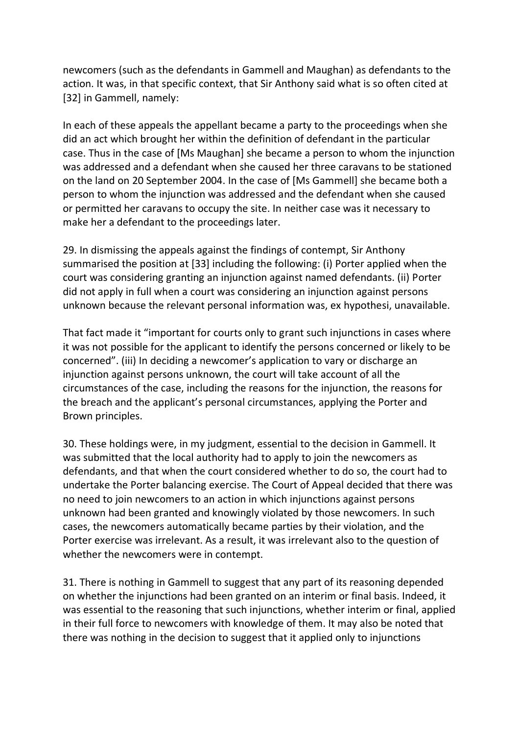newcomers (such as the defendants in Gammell and Maughan) as defendants to the action. It was, in that specific context, that Sir Anthony said what is so often cited at [32] in Gammell, namely:

In each of these appeals the appellant became a party to the proceedings when she did an act which brought her within the definition of defendant in the particular case. Thus in the case of [Ms Maughan] she became a person to whom the injunction was addressed and a defendant when she caused her three caravans to be stationed on the land on 20 September 2004. In the case of [Ms Gammell] she became both a person to whom the injunction was addressed and the defendant when she caused or permitted her caravans to occupy the site. In neither case was it necessary to make her a defendant to the proceedings later.

29. In dismissing the appeals against the findings of contempt, Sir Anthony summarised the position at [33] including the following: (i) Porter applied when the court was considering granting an injunction against named defendants. (ii) Porter did not apply in full when a court was considering an injunction against persons unknown because the relevant personal information was, ex hypothesi, unavailable.

That fact made it "important for courts only to grant such injunctions in cases where it was not possible for the applicant to identify the persons concerned or likely to be concerned". (iii) In deciding a newcomer's application to vary or discharge an injunction against persons unknown, the court will take account of all the circumstances of the case, including the reasons for the injunction, the reasons for the breach and the applicant's personal circumstances, applying the Porter and Brown principles.

30. These holdings were, in my judgment, essential to the decision in Gammell. It was submitted that the local authority had to apply to join the newcomers as defendants, and that when the court considered whether to do so, the court had to undertake the Porter balancing exercise. The Court of Appeal decided that there was no need to join newcomers to an action in which injunctions against persons unknown had been granted and knowingly violated by those newcomers. In such cases, the newcomers automatically became parties by their violation, and the Porter exercise was irrelevant. As a result, it was irrelevant also to the question of whether the newcomers were in contempt.

31. There is nothing in Gammell to suggest that any part of its reasoning depended on whether the injunctions had been granted on an interim or final basis. Indeed, it was essential to the reasoning that such injunctions, whether interim or final, applied in their full force to newcomers with knowledge of them. It may also be noted that there was nothing in the decision to suggest that it applied only to injunctions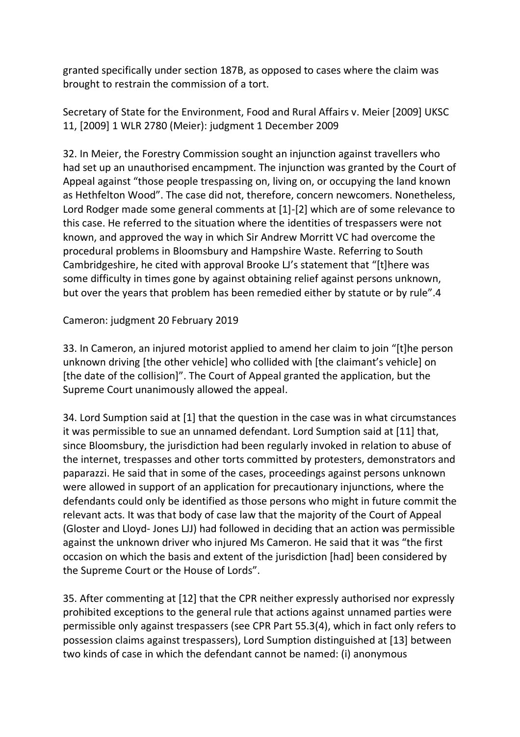granted specifically under section 187B, as opposed to cases where the claim was brought to restrain the commission of a tort.

Secretary of State for the Environment, Food and Rural Affairs v. Meier [2009] UKSC 11, [2009] 1 WLR 2780 (Meier): judgment 1 December 2009

32. In Meier, the Forestry Commission sought an injunction against travellers who had set up an unauthorised encampment. The injunction was granted by the Court of Appeal against "those people trespassing on, living on, or occupying the land known as Hethfelton Wood". The case did not, therefore, concern newcomers. Nonetheless, Lord Rodger made some general comments at [1]-[2] which are of some relevance to this case. He referred to the situation where the identities of trespassers were not known, and approved the way in which Sir Andrew Morritt VC had overcome the procedural problems in Bloomsbury and Hampshire Waste. Referring to South Cambridgeshire, he cited with approval Brooke LJ's statement that "[t]here was some difficulty in times gone by against obtaining relief against persons unknown, but over the years that problem has been remedied either by statute or by rule".[4]

Cameron: judgment 20 February 2019

33. In Cameron, an injured motorist applied to amend her claim to join "[t]he person unknown driving [the other vehicle] who collided with [the claimant's vehicle] on [the date of the collision]". The Court of Appeal granted the application, but the Supreme Court unanimously allowed the appeal.

34. Lord Sumption said at [1] that the question in the case was in what circumstances it was permissible to sue an unnamed defendant. Lord Sumption said at [11] that, since Bloomsbury, the jurisdiction had been regularly invoked in relation to abuse of the internet, trespasses and other torts committed by protesters, demonstrators and paparazzi. He said that in some of the cases, proceedings against persons unknown were allowed in support of an application for precautionary injunctions, where the defendants could only be identified as those persons who might in future commit the relevant acts. It was that body of case law that the majority of the Court of Appeal (Gloster and Lloyd- Jones LJJ) had followed in deciding that an action was permissible against the unknown driver who injured Ms Cameron. He said that it was "the first occasion on which the basis and extent of the jurisdiction [had] been considered by the Supreme Court or the House of Lords".

35. After commenting at [12] that the CPR neither expressly authorised nor expressly prohibited exceptions to the general rule that actions against unnamed parties were permissible only against trespassers (see CPR Part 55.3(4), which in fact only refers to possession claims against trespassers), Lord Sumption distinguished at [13] between two kinds of case in which the defendant cannot be named: (i) anonymous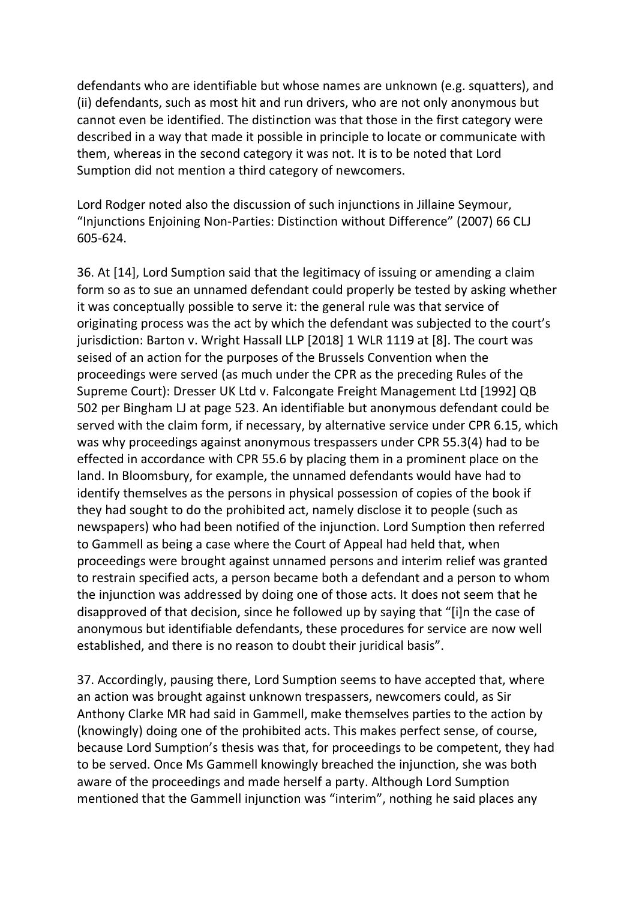defendants who are identifiable but whose names are unknown (e.g. squatters), and (ii) defendants, such as most hit and run drivers, who are not only anonymous but cannot even be identified. The distinction was that those in the first category were described in a way that made it possible in principle to locate or communicate with them, whereas in the second category it was not. It is to be noted that Lord Sumption did not mention a third category of newcomers.

Lord Rodger noted also the discussion of such injunctions in Jillaine Seymour, "Injunctions Enjoining Non-Parties: Distinction without Difference" (2007) 66 CLJ 605-624.

36. At [14], Lord Sumption said that the legitimacy of issuing or amending a claim form so as to sue an unnamed defendant could properly be tested by asking whether it was conceptually possible to serve it: the general rule was that service of originating process was the act by which the defendant was subjected to the court's jurisdiction: Barton v. Wright Hassall LLP [2018] 1 WLR 1119 at [8]. The court was seised of an action for the purposes of the Brussels Convention when the proceedings were served (as much under the CPR as the preceding Rules of the Supreme Court): Dresser UK Ltd v. Falcongate Freight Management Ltd [1992] QB 502 per Bingham LJ at page 523. An identifiable but anonymous defendant could be served with the claim form, if necessary, by alternative service under CPR 6.15, which was why proceedings against anonymous trespassers under CPR 55.3(4) had to be effected in accordance with CPR 55.6 by placing them in a prominent place on the land. In Bloomsbury, for example, the unnamed defendants would have had to identify themselves as the persons in physical possession of copies of the book if they had sought to do the prohibited act, namely disclose it to people (such as newspapers) who had been notified of the injunction. Lord Sumption then referred to Gammell as being a case where the Court of Appeal had held that, when proceedings were brought against unnamed persons and interim relief was granted to restrain specified acts, a person became both a defendant and a person to whom the injunction was addressed by doing one of those acts. It does not seem that he disapproved of that decision, since he followed up by saying that "[i]n the case of anonymous but identifiable defendants, these procedures for service are now well established, and there is no reason to doubt their juridical basis".

37. Accordingly, pausing there, Lord Sumption seems to have accepted that, where an action was brought against unknown trespassers, newcomers could, as Sir Anthony Clarke MR had said in Gammell, make themselves parties to the action by (knowingly) doing one of the prohibited acts. This makes perfect sense, of course, because Lord Sumption's thesis was that, for proceedings to be competent, they had to be served. Once Ms Gammell knowingly breached the injunction, she was both aware of the proceedings and made herself a party. Although Lord Sumption mentioned that the Gammell injunction was "interim", nothing he said places any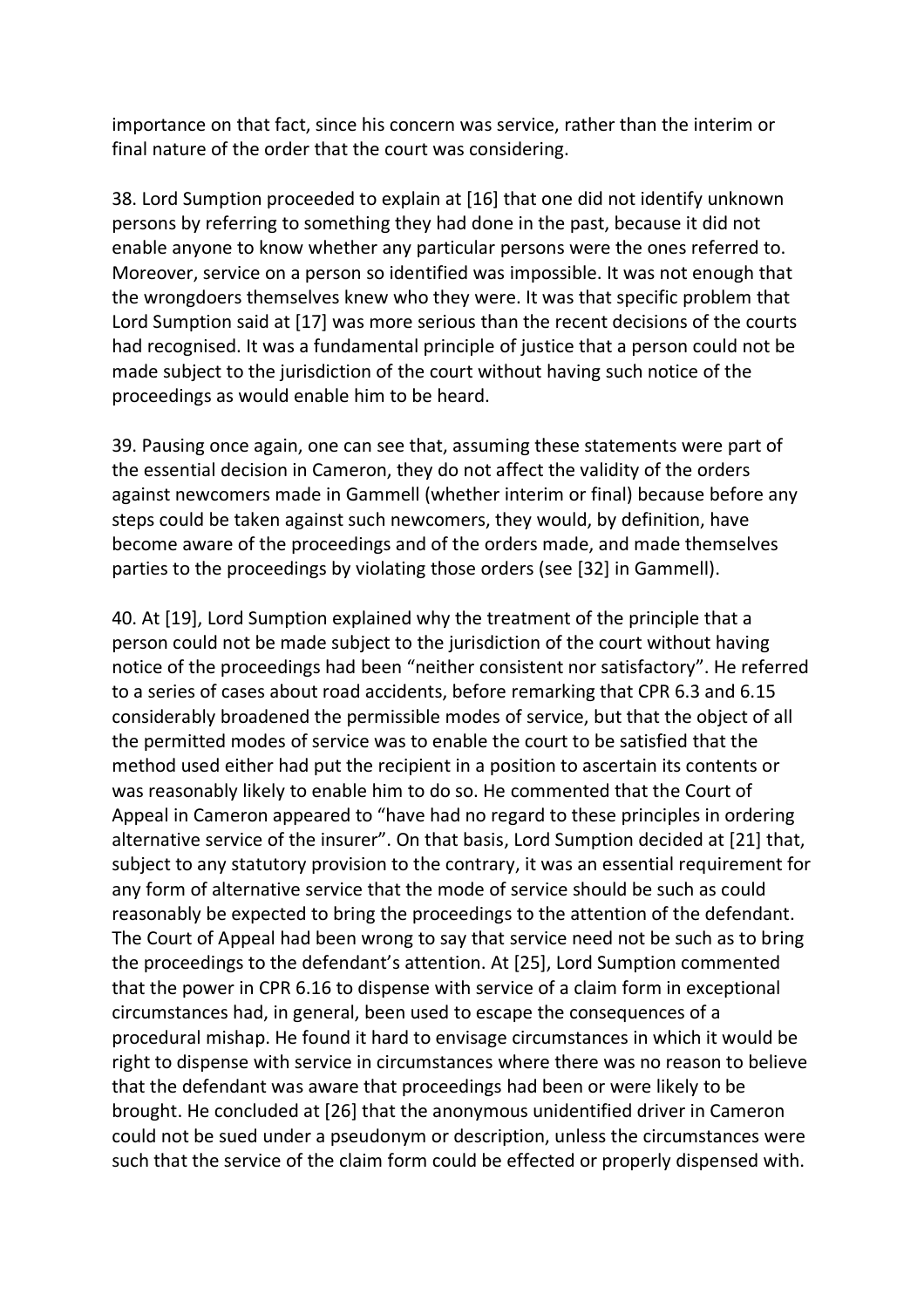importance on that fact, since his concern was service, rather than the interim or final nature of the order that the court was considering.

38. Lord Sumption proceeded to explain at [16] that one did not identify unknown persons by referring to something they had done in the past, because it did not enable anyone to know whether any particular persons were the ones referred to. Moreover, service on a person so identified was impossible. It was not enough that the wrongdoers themselves knew who they were. It was that specific problem that Lord Sumption said at [17] was more serious than the recent decisions of the courts had recognised. It was a fundamental principle of justice that a person could not be made subject to the jurisdiction of the court without having such notice of the proceedings as would enable him to be heard.

39. Pausing once again, one can see that, assuming these statements were part of the essential decision in Cameron, they do not affect the validity of the orders against newcomers made in Gammell (whether interim or final) because before any steps could be taken against such newcomers, they would, by definition, have become aware of the proceedings and of the orders made, and made themselves parties to the proceedings by violating those orders (see [32] in Gammell).

40. At [19], Lord Sumption explained why the treatment of the principle that a person could not be made subject to the jurisdiction of the court without having notice of the proceedings had been "neither consistent nor satisfactory". He referred to a series of cases about road accidents, before remarking that CPR 6.3 and 6.15 considerably broadened the permissible modes of service, but that the object of all the permitted modes of service was to enable the court to be satisfied that the method used either had put the recipient in a position to ascertain its contents or was reasonably likely to enable him to do so. He commented that the Court of Appeal in Cameron appeared to "have had no regard to these principles in ordering alternative service of the insurer". On that basis, Lord Sumption decided at [21] that, subject to any statutory provision to the contrary, it was an essential requirement for any form of alternative service that the mode of service should be such as could reasonably be expected to bring the proceedings to the attention of the defendant. The Court of Appeal had been wrong to say that service need not be such as to bring the proceedings to the defendant's attention. At [25], Lord Sumption commented that the power in CPR 6.16 to dispense with service of a claim form in exceptional circumstances had, in general, been used to escape the consequences of a procedural mishap. He found it hard to envisage circumstances in which it would be right to dispense with service in circumstances where there was no reason to believe that the defendant was aware that proceedings had been or were likely to be brought. He concluded at [26] that the anonymous unidentified driver in Cameron could not be sued under a pseudonym or description, unless the circumstances were such that the service of the claim form could be effected or properly dispensed with.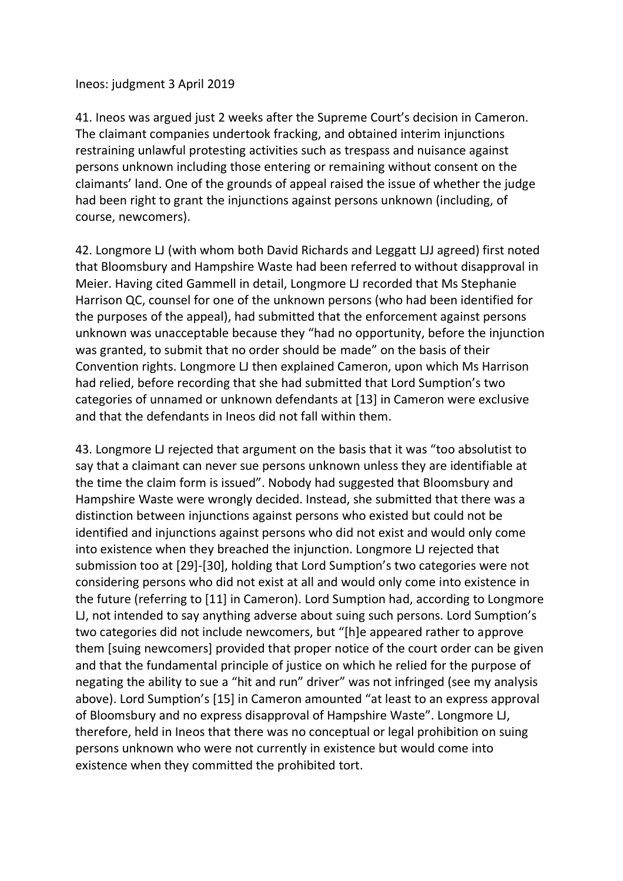Ineos: judgment 3 April 2019

41. Ineos was argued just 2 weeks after the Supreme Court's decision in Cameron. The claimant companies undertook fracking, and obtained interim injunctions restraining unlawful protesting activities such as trespass and nuisance against persons unknown including those entering or remaining without consent on the claimants' land. One of the grounds of appeal raised the issue of whether the judge had been right to grant the injunctions against persons unknown (including, of course, newcomers).

42. Longmore LJ (with whom both David Richards and Leggatt LJJ agreed) first noted that Bloomsbury and Hampshire Waste had been referred to without disapproval in Meier. Having cited Gammell in detail, Longmore LJ recorded that Ms Stephanie Harrison QC, counsel for one of the unknown persons (who had been identified for the purposes of the appeal), had submitted that the enforcement against persons unknown was unacceptable because they "had no opportunity, before the injunction was granted, to submit that no order should be made" on the basis of their Convention rights. Longmore LJ then explained Cameron, upon which Ms Harrison had relied, before recording that she had submitted that Lord Sumption's two categories of unnamed or unknown defendants at [13] in Cameron were exclusive and that the defendants in Ineos did not fall within them.

43. Longmore LJ rejected that argument on the basis that it was "too absolutist to say that a claimant can never sue persons unknown unless they are identifiable at the time the claim form is issued". Nobody had suggested that Bloomsbury and Hampshire Waste were wrongly decided. Instead, she submitted that there was a distinction between injunctions against persons who existed but could not be identified and injunctions against persons who did not exist and would only come into existence when they breached the injunction. Longmore LJ rejected that submission too at [29]-[30], holding that Lord Sumption's two categories were not considering persons who did not exist at all and would only come into existence in the future (referring to [11] in Cameron). Lord Sumption had, according to Longmore LJ, not intended to say anything adverse about suing such persons. Lord Sumption's two categories did not include newcomers, but "[h]e appeared rather to approve them [suing newcomers] provided that proper notice of the court order can be given and that the fundamental principle of justice on which he relied for the purpose of negating the ability to sue a "hit and run" driver" was not infringed (see my analysis above). Lord Sumption's [15] in Cameron amounted "at least to an express approval of Bloomsbury and no express disapproval of Hampshire Waste". Longmore LJ, therefore, held in Ineos that there was no conceptual or legal prohibition on suing persons unknown who were not currently in existence but would come into existence when they committed the prohibited tort.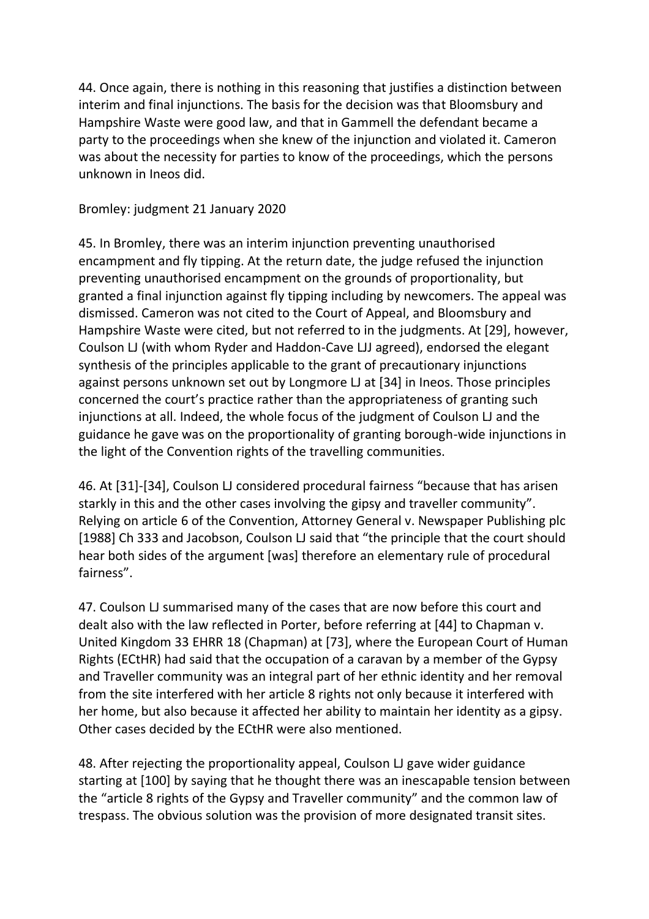44. Once again, there is nothing in this reasoning that justifies a distinction between interim and final injunctions. The basis for the decision was that Bloomsbury and Hampshire Waste were good law, and that in Gammell the defendant became a party to the proceedings when she knew of the injunction and violated it. Cameron was about the necessity for parties to know of the proceedings, which the persons unknown in Ineos did.

Bromley: judgment 21 January 2020

45. In Bromley, there was an interim injunction preventing unauthorised encampment and fly tipping. At the return date, the judge refused the injunction preventing unauthorised encampment on the grounds of proportionality, but granted a final injunction against fly tipping including by newcomers. The appeal was dismissed. Cameron was not cited to the Court of Appeal, and Bloomsbury and Hampshire Waste were cited, but not referred to in the judgments. At [29], however, Coulson LJ (with whom Ryder and Haddon-Cave LJJ agreed), endorsed the elegant synthesis of the principles applicable to the grant of precautionary injunctions against persons unknown set out by Longmore LJ at [34] in Ineos. Those principles concerned the court's practice rather than the appropriateness of granting such injunctions at all. Indeed, the whole focus of the judgment of Coulson LJ and the guidance he gave was on the proportionality of granting borough-wide injunctions in the light of the Convention rights of the travelling communities.

46. At [31]-[34], Coulson LJ considered procedural fairness "because that has arisen starkly in this and the other cases involving the gipsy and traveller community". Relying on article 6 of the Convention, Attorney General v. Newspaper Publishing plc [1988] Ch 333 and Jacobson, Coulson LJ said that "the principle that the court should hear both sides of the argument [was] therefore an elementary rule of procedural fairness".

47. Coulson LJ summarised many of the cases that are now before this court and dealt also with the law reflected in Porter, before referring at [44] to Chapman v. United Kingdom 33 EHRR 18 (Chapman) at [73], where the European Court of Human Rights (ECtHR) had said that the occupation of a caravan by a member of the Gypsy and Traveller community was an integral part of her ethnic identity and her removal from the site interfered with her article 8 rights not only because it interfered with her home, but also because it affected her ability to maintain her identity as a gipsy. Other cases decided by the ECtHR were also mentioned.

48. After rejecting the proportionality appeal, Coulson LJ gave wider guidance starting at [100] by saying that he thought there was an inescapable tension between the "article 8 rights of the Gypsy and Traveller community" and the common law of trespass. The obvious solution was the provision of more designated transit sites.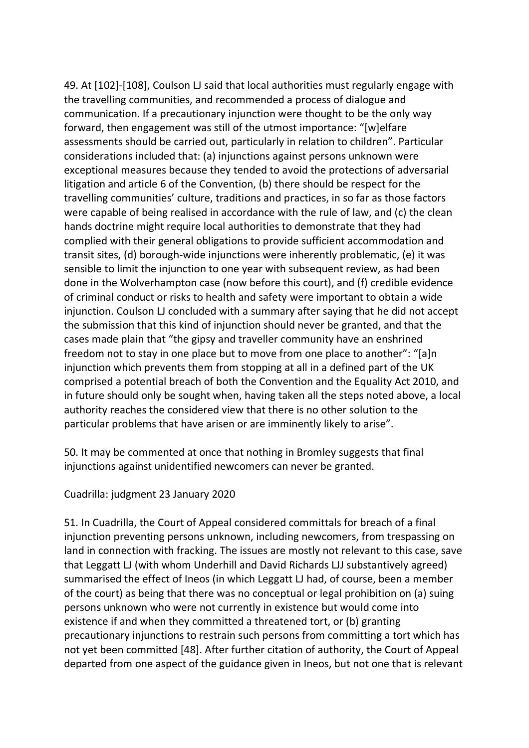49. At [102]-[108], Coulson LJ said that local authorities must regularly engage with the travelling communities, and recommended a process of dialogue and communication. If a precautionary injunction were thought to be the only way forward, then engagement was still of the utmost importance: "[w]elfare assessments should be carried out, particularly in relation to children". Particular considerations included that: (a) injunctions against persons unknown were exceptional measures because they tended to avoid the protections of adversarial litigation and article 6 of the Convention, (b) there should be respect for the travelling communities' culture, traditions and practices, in so far as those factors were capable of being realised in accordance with the rule of law, and (c) the clean hands doctrine might require local authorities to demonstrate that they had complied with their general obligations to provide sufficient accommodation and transit sites, (d) borough-wide injunctions were inherently problematic, (e) it was sensible to limit the injunction to one year with subsequent review, as had been done in the Wolverhampton case (now before this court), and (f) credible evidence of criminal conduct or risks to health and safety were important to obtain a wide injunction. Coulson LJ concluded with a summary after saying that he did not accept the submission that this kind of injunction should never be granted, and that the cases made plain that "the gipsy and traveller community have an enshrined freedom not to stay in one place but to move from one place to another": "[a]n injunction which prevents them from stopping at all in a defined part of the UK comprised a potential breach of both the Convention and the Equality Act 2010, and in future should only be sought when, having taken all the steps noted above, a local authority reaches the considered view that there is no other solution to the particular problems that have arisen or are imminently likely to arise".

50. It may be commented at once that nothing in Bromley suggests that final injunctions against unidentified newcomers can never be granted.

Cuadrilla: judgment 23 January 2020

51. In Cuadrilla, the Court of Appeal considered committals for breach of a final injunction preventing persons unknown, including newcomers, from trespassing on land in connection with fracking. The issues are mostly not relevant to this case, save that Leggatt LJ (with whom Underhill and David Richards LJJ substantively agreed) summarised the effect of Ineos (in which Leggatt LJ had, of course, been a member of the court) as being that there was no conceptual or legal prohibition on (a) suing persons unknown who were not currently in existence but would come into existence if and when they committed a threatened tort, or (b) granting precautionary injunctions to restrain such persons from committing a tort which has not yet been committed [48]. After further citation of authority, the Court of Appeal departed from one aspect of the guidance given in Ineos, but not one that is relevant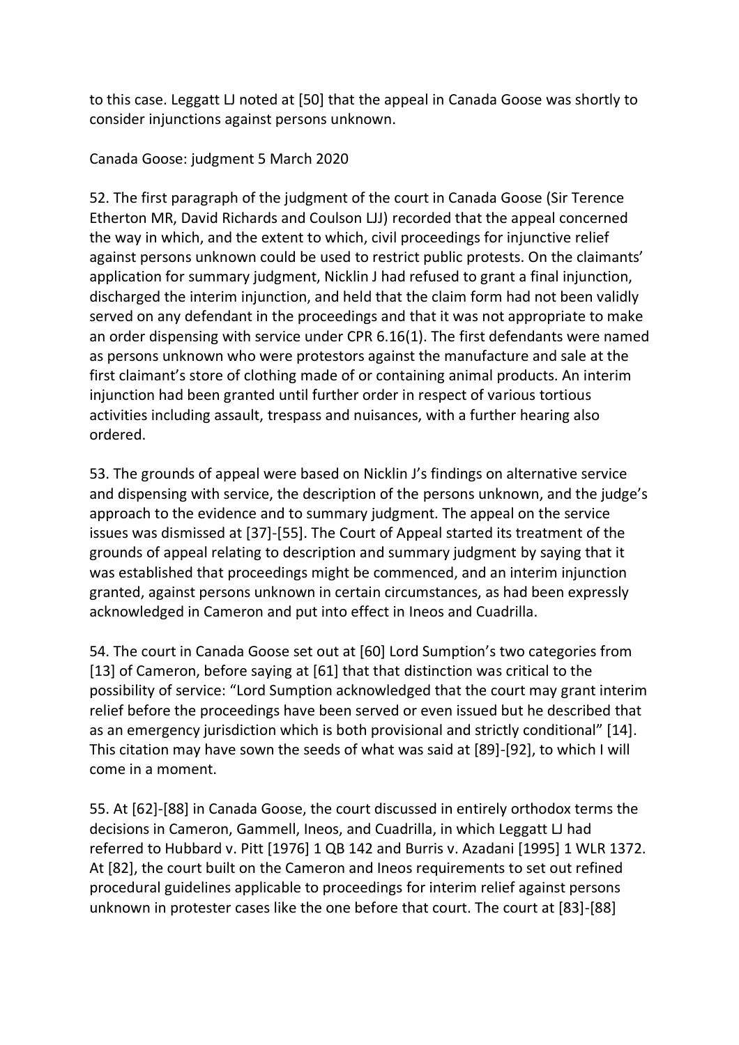to this case. Leggatt LJ noted at [50] that the appeal in Canada Goose was shortly to consider injunctions against persons unknown.

Canada Goose: judgment 5 March 2020

52. The first paragraph of the judgment of the court in Canada Goose (Sir Terence Etherton MR, David Richards and Coulson LJJ) recorded that the appeal concerned the way in which, and the extent to which, civil proceedings for injunctive relief against persons unknown could be used to restrict public protests. On the claimants' application for summary judgment, Nicklin J had refused to grant a final injunction, discharged the interim injunction, and held that the claim form had not been validly served on any defendant in the proceedings and that it was not appropriate to make an order dispensing with service under CPR 6.16(1). The first defendants were named as persons unknown who were protestors against the manufacture and sale at the first claimant's store of clothing made of or containing animal products. An interim injunction had been granted until further order in respect of various tortious activities including assault, trespass and nuisances, with a further hearing also ordered.

53. The grounds of appeal were based on Nicklin J's findings on alternative service and dispensing with service, the description of the persons unknown, and the judge's approach to the evidence and to summary judgment. The appeal on the service issues was dismissed at [37]-[55]. The Court of Appeal started its treatment of the grounds of appeal relating to description and summary judgment by saying that it was established that proceedings might be commenced, and an interim injunction granted, against persons unknown in certain circumstances, as had been expressly acknowledged in Cameron and put into effect in Ineos and Cuadrilla.

54. The court in Canada Goose set out at [60] Lord Sumption's two categories from [13] of Cameron, before saying at [61] that that distinction was critical to the possibility of service: "Lord Sumption acknowledged that the court may grant interim relief before the proceedings have been served or even issued but he described that as an emergency jurisdiction which is both provisional and strictly conditional" [14]. This citation may have sown the seeds of what was said at [89]-[92], to which I will come in a moment.

55. At [62]-[88] in Canada Goose, the court discussed in entirely orthodox terms the decisions in Cameron, Gammell, Ineos, and Cuadrilla, in which Leggatt LJ had referred to Hubbard v. Pitt [1976] 1 QB 142 and Burris v. Azadani [1995] 1 WLR 1372. At [82], the court built on the Cameron and Ineos requirements to set out refined procedural guidelines applicable to proceedings for interim relief against persons unknown in protester cases like the one before that court. The court at [83]-[88]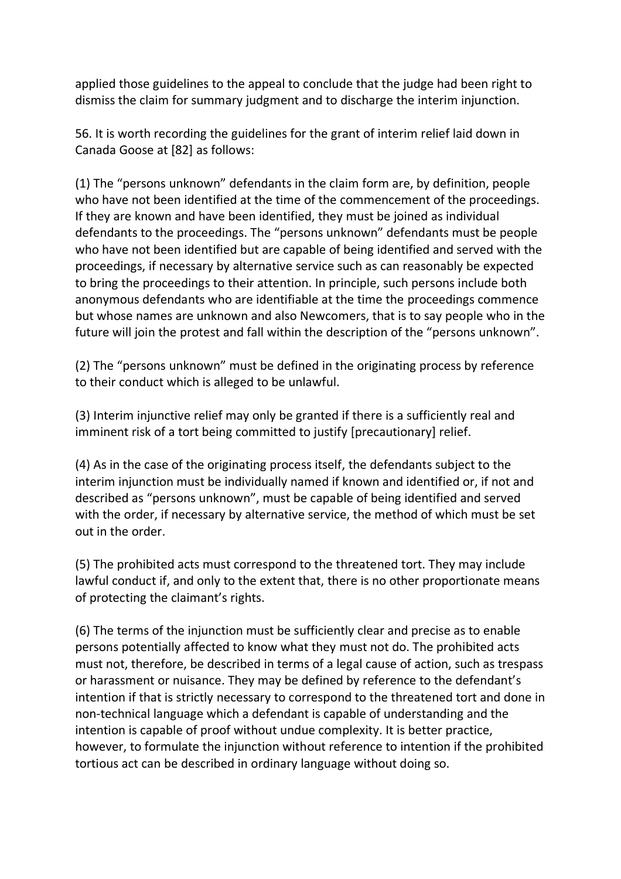applied those guidelines to the appeal to conclude that the judge had been right to dismiss the claim for summary judgment and to discharge the interim injunction.

56. It is worth recording the guidelines for the grant of interim relief laid down in Canada Goose at [82] as follows:

(1) The "persons unknown" defendants in the claim form are, by definition, people who have not been identified at the time of the commencement of the proceedings. If they are known and have been identified, they must be joined as individual defendants to the proceedings. The "persons unknown" defendants must be people who have not been identified but are capable of being identified and served with the proceedings, if necessary by alternative service such as can reasonably be expected to bring the proceedings to their attention. In principle, such persons include both anonymous defendants who are identifiable at the time the proceedings commence but whose names are unknown and also Newcomers, that is to say people who in the future will join the protest and fall within the description of the "persons unknown".

(2) The "persons unknown" must be defined in the originating process by reference to their conduct which is alleged to be unlawful.

(3) Interim injunctive relief may only be granted if there is a sufficiently real and imminent risk of a tort being committed to justify [precautionary] relief.

(4) As in the case of the originating process itself, the defendants subject to the interim injunction must be individually named if known and identified or, if not and described as "persons unknown", must be capable of being identified and served with the order, if necessary by alternative service, the method of which must be set out in the order.

(5) The prohibited acts must correspond to the threatened tort. They may include lawful conduct if, and only to the extent that, there is no other proportionate means of protecting the claimant's rights.

(6) The terms of the injunction must be sufficiently clear and precise as to enable persons potentially affected to know what they must not do. The prohibited acts must not, therefore, be described in terms of a legal cause of action, such as trespass or harassment or nuisance. They may be defined by reference to the defendant's intention if that is strictly necessary to correspond to the threatened tort and done in non-technical language which a defendant is capable of understanding and the intention is capable of proof without undue complexity. It is better practice, however, to formulate the injunction without reference to intention if the prohibited tortious act can be described in ordinary language without doing so.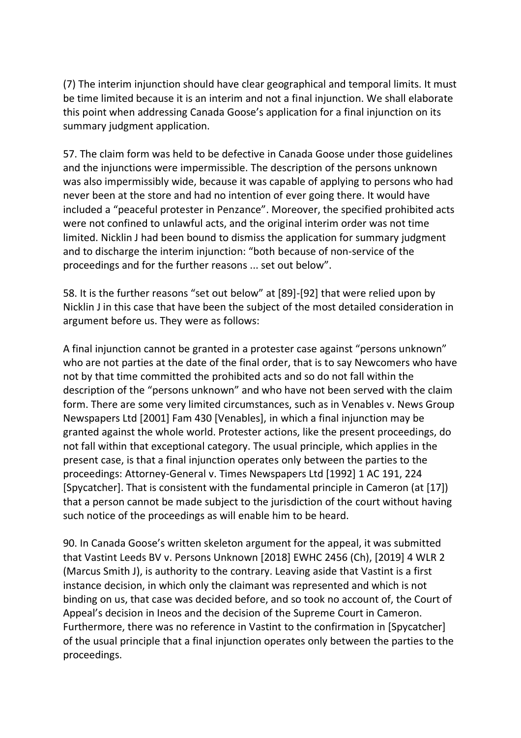(7) The interim injunction should have clear geographical and temporal limits. It must be time limited because it is an interim and not a final injunction. We shall elaborate this point when addressing Canada Goose's application for a final injunction on its summary judgment application.

57. The claim form was held to be defective in Canada Goose under those guidelines and the injunctions were impermissible. The description of the persons unknown was also impermissibly wide, because it was capable of applying to persons who had never been at the store and had no intention of ever going there. It would have included a "peaceful protester in Penzance". Moreover, the specified prohibited acts were not confined to unlawful acts, and the original interim order was not time limited. Nicklin J had been bound to dismiss the application for summary judgment and to discharge the interim injunction: "both because of non-service of the proceedings and for the further reasons ... set out below".

58. It is the further reasons "set out below" at [89]-[92] that were relied upon by Nicklin J in this case that have been the subject of the most detailed consideration in argument before us. They were as follows:

A final injunction cannot be granted in a protester case against "persons unknown" who are not parties at the date of the final order, that is to say Newcomers who have not by that time committed the prohibited acts and so do not fall within the description of the "persons unknown" and who have not been served with the claim form. There are some very limited circumstances, such as in Venables v. News Group Newspapers Ltd [2001] Fam 430 [Venables], in which a final injunction may be granted against the whole world. Protester actions, like the present proceedings, do not fall within that exceptional category. The usual principle, which applies in the present case, is that a final injunction operates only between the parties to the proceedings: Attorney-General v. Times Newspapers Ltd [1992] 1 AC 191, 224 [Spycatcher]. That is consistent with the fundamental principle in Cameron (at [17]) that a person cannot be made subject to the jurisdiction of the court without having such notice of the proceedings as will enable him to be heard.

90. In Canada Goose's written skeleton argument for the appeal, it was submitted that Vastint Leeds BV v. Persons Unknown [2018] EWHC 2456 (Ch), [2019] 4 WLR 2 (Marcus Smith J), is authority to the contrary. Leaving aside that Vastint is a first instance decision, in which only the claimant was represented and which is not binding on us, that case was decided before, and so took no account of, the Court of Appeal's decision in Ineos and the decision of the Supreme Court in Cameron. Furthermore, there was no reference in Vastint to the confirmation in [Spycatcher] of the usual principle that a final injunction operates only between the parties to the proceedings.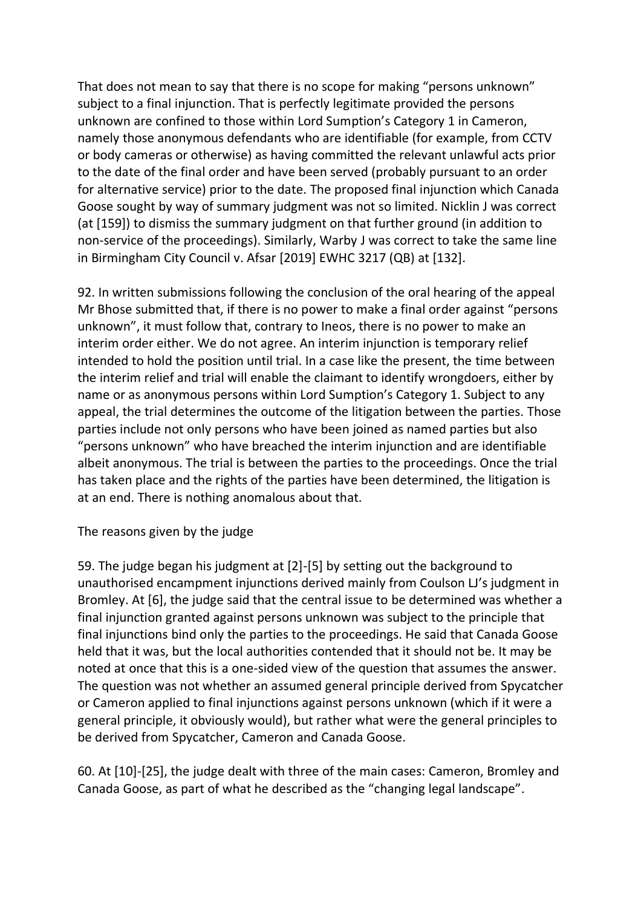That does not mean to say that there is no scope for making "persons unknown" subject to a final injunction. That is perfectly legitimate provided the persons unknown are confined to those within Lord Sumption's Category 1 in Cameron, namely those anonymous defendants who are identifiable (for example, from CCTV or body cameras or otherwise) as having committed the relevant unlawful acts prior to the date of the final order and have been served (probably pursuant to an order for alternative service) prior to the date. The proposed final injunction which Canada Goose sought by way of summary judgment was not so limited. Nicklin J was correct (at [159]) to dismiss the summary judgment on that further ground (in addition to non-service of the proceedings). Similarly, Warby J was correct to take the same line in Birmingham City Council v. Afsar [2019] EWHC 3217 (QB) at [132].

92. In written submissions following the conclusion of the oral hearing of the appeal Mr Bhose submitted that, if there is no power to make a final order against "persons unknown", it must follow that, contrary to Ineos, there is no power to make an interim order either. We do not agree. An interim injunction is temporary relief intended to hold the position until trial. In a case like the present, the time between the interim relief and trial will enable the claimant to identify wrongdoers, either by name or as anonymous persons within Lord Sumption's Category 1. Subject to any appeal, the trial determines the outcome of the litigation between the parties. Those parties include not only persons who have been joined as named parties but also "persons unknown" who have breached the interim injunction and are identifiable albeit anonymous. The trial is between the parties to the proceedings. Once the trial has taken place and the rights of the parties have been determined, the litigation is at an end. There is nothing anomalous about that.

The reasons given by the judge

59. The judge began his judgment at [2]-[5] by setting out the background to unauthorised encampment injunctions derived mainly from Coulson LJ's judgment in Bromley. At [6], the judge said that the central issue to be determined was whether a final injunction granted against persons unknown was subject to the principle that final injunctions bind only the parties to the proceedings. He said that Canada Goose held that it was, but the local authorities contended that it should not be. It may be noted at once that this is a one-sided view of the question that assumes the answer. The question was not whether an assumed general principle derived from Spycatcher or Cameron applied to final injunctions against persons unknown (which if it were a general principle, it obviously would), but rather what were the general principles to be derived from Spycatcher, Cameron and Canada Goose.

60. At [10]-[25], the judge dealt with three of the main cases: Cameron, Bromley and Canada Goose, as part of what he described as the "changing legal landscape".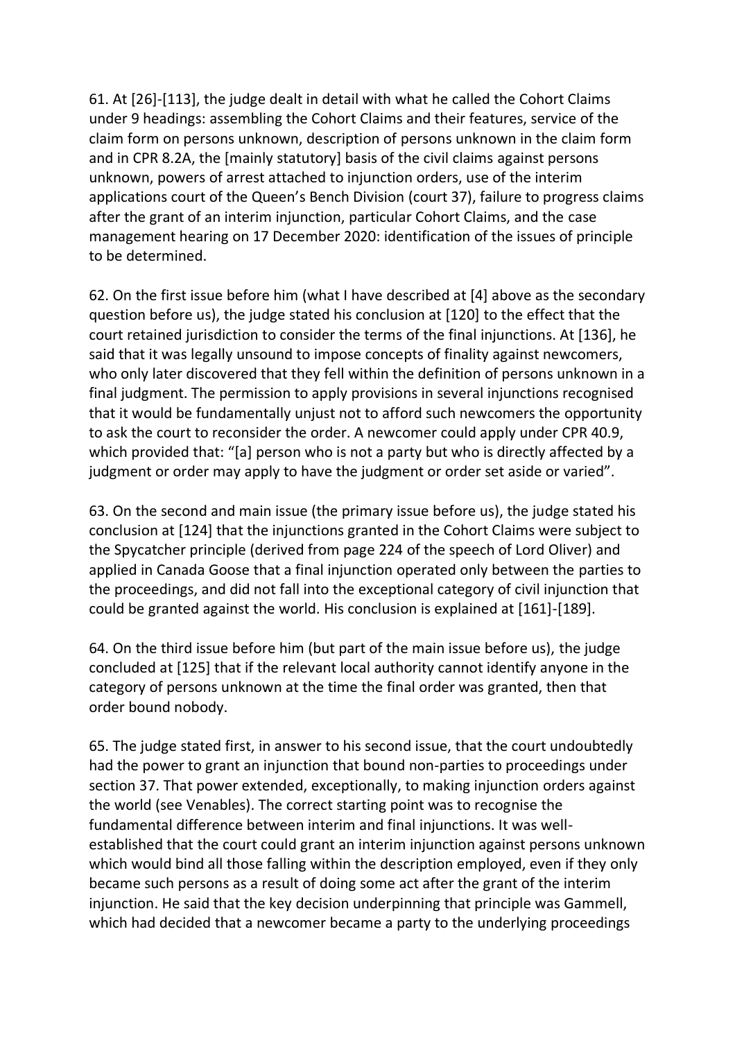61. At [26]-[113], the judge dealt in detail with what he called the Cohort Claims under 9 headings: assembling the Cohort Claims and their features, service of the claim form on persons unknown, description of persons unknown in the claim form and in CPR 8.2A, the [mainly statutory] basis of the civil claims against persons unknown, powers of arrest attached to injunction orders, use of the interim applications court of the Queen's Bench Division (court 37), failure to progress claims after the grant of an interim injunction, particular Cohort Claims, and the case management hearing on 17 December 2020: identification of the issues of principle to be determined.

62. On the first issue before him (what I have described at [4] above as the secondary question before us), the judge stated his conclusion at [120] to the effect that the court retained jurisdiction to consider the terms of the final injunctions. At [136], he said that it was legally unsound to impose concepts of finality against newcomers, who only later discovered that they fell within the definition of persons unknown in a final judgment. The permission to apply provisions in several injunctions recognised that it would be fundamentally unjust not to afford such newcomers the opportunity to ask the court to reconsider the order. A newcomer could apply under CPR 40.9, which provided that: "[a] person who is not a party but who is directly affected by a judgment or order may apply to have the judgment or order set aside or varied".

63. On the second and main issue (the primary issue before us), the judge stated his conclusion at [124] that the injunctions granted in the Cohort Claims were subject to the Spycatcher principle (derived from page 224 of the speech of Lord Oliver) and applied in Canada Goose that a final injunction operated only between the parties to the proceedings, and did not fall into the exceptional category of civil injunction that could be granted against the world. His conclusion is explained at [161]-[189].

64. On the third issue before him (but part of the main issue before us), the judge concluded at [125] that if the relevant local authority cannot identify anyone in the category of persons unknown at the time the final order was granted, then that order bound nobody.

65. The judge stated first, in answer to his second issue, that the court undoubtedly had the power to grant an injunction that bound non-parties to proceedings under section 37. That power extended, exceptionally, to making injunction orders against the world (see Venables). The correct starting point was to recognise the fundamental difference between interim and final injunctions. It was well-established that the court could grant an interim injunction against persons unknown which would bind all those falling within the description employed, even if they only became such persons as a result of doing some act after the grant of the interim injunction. He said that the key decision underpinning that principle was Gammell, which had decided that a newcomer became a party to the underlying proceedings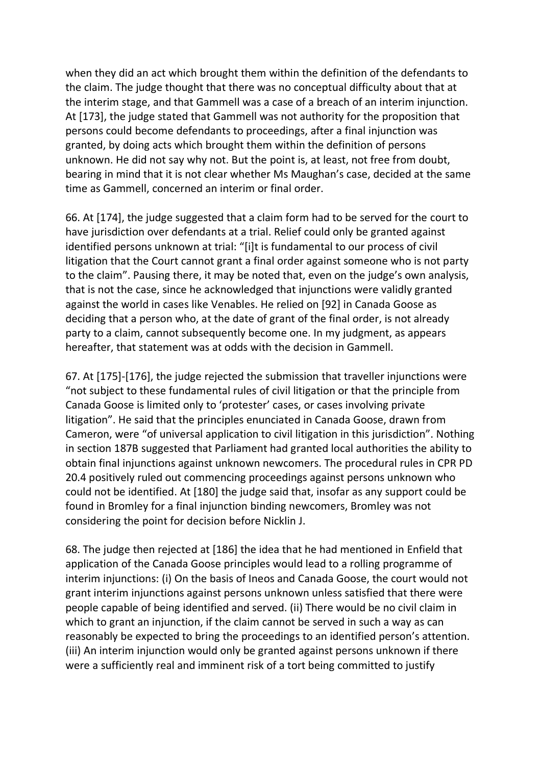when they did an act which brought them within the definition of the defendants to the claim. The judge thought that there was no conceptual difficulty about that at the interim stage, and that Gammell was a case of a breach of an interim injunction. At [173], the judge stated that Gammell was not authority for the proposition that persons could become defendants to proceedings, after a final injunction was granted, by doing acts which brought them within the definition of persons unknown. He did not say why not. But the point is, at least, not free from doubt, bearing in mind that it is not clear whether Ms Maughan's case, decided at the same time as Gammell, concerned an interim or final order.

66. At [174], the judge suggested that a claim form had to be served for the court to have jurisdiction over defendants at a trial. Relief could only be granted against identified persons unknown at trial: "[i]t is fundamental to our process of civil litigation that the Court cannot grant a final order against someone who is not party to the claim". Pausing there, it may be noted that, even on the judge's own analysis, that is not the case, since he acknowledged that injunctions were validly granted against the world in cases like Venables. He relied on [92] in Canada Goose as deciding that a person who, at the date of grant of the final order, is not already party to a claim, cannot subsequently become one. In my judgment, as appears hereafter, that statement was at odds with the decision in Gammell.

67. At [175]-[176], the judge rejected the submission that traveller injunctions were "not subject to these fundamental rules of civil litigation or that the principle from Canada Goose is limited only to 'protester' cases, or cases involving private litigation". He said that the principles enunciated in Canada Goose, drawn from Cameron, were "of universal application to civil litigation in this jurisdiction". Nothing in section 187B suggested that Parliament had granted local authorities the ability to obtain final injunctions against unknown newcomers. The procedural rules in CPR PD 20.4 positively ruled out commencing proceedings against persons unknown who could not be identified. At [180] the judge said that, insofar as any support could be found in Bromley for a final injunction binding newcomers, Bromley was not considering the point for decision before Nicklin J.

68. The judge then rejected at [186] the idea that he had mentioned in Enfield that application of the Canada Goose principles would lead to a rolling programme of interim injunctions: (i) On the basis of Ineos and Canada Goose, the court would not grant interim injunctions against persons unknown unless satisfied that there were people capable of being identified and served. (ii) There would be no civil claim in which to grant an injunction, if the claim cannot be served in such a way as can reasonably be expected to bring the proceedings to an identified person's attention. (iii) An interim injunction would only be granted against persons unknown if there were a sufficiently real and imminent risk of a tort being committed to justify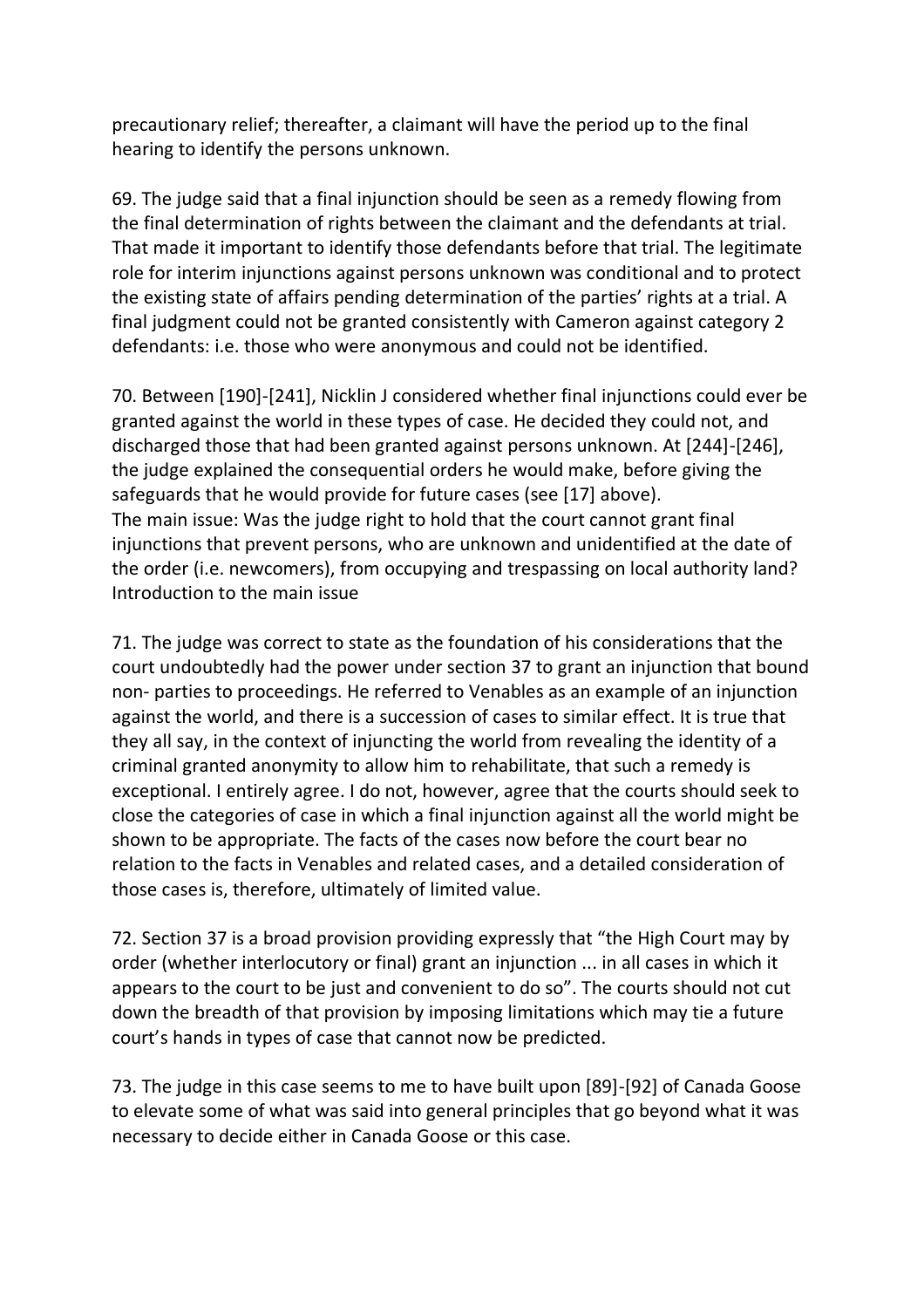precautionary relief; thereafter, a claimant will have the period up to the final hearing to identify the persons unknown.

69. The judge said that a final injunction should be seen as a remedy flowing from the final determination of rights between the claimant and the defendants at trial. That made it important to identify those defendants before that trial. The legitimate role for interim injunctions against persons unknown was conditional and to protect the existing state of affairs pending determination of the parties' rights at a trial. A final judgment could not be granted consistently with Cameron against category 2 defendants: i.e. those who were anonymous and could not be identified.

70. Between [190]-[241], Nicklin J considered whether final injunctions could ever be granted against the world in these types of case. He decided they could not, and discharged those that had been granted against persons unknown. At [244]-[246], the judge explained the consequential orders he would make, before giving the safeguards that he would provide for future cases (see [17] above).

### The main issue: Was the judge right to hold that the court cannot grant final injunctions that prevent persons, who are unknown and unidentified at the date of the order (i.e. newcomers), from occupying and trespassing on local authority land?

### Introduction to the main issue

71. The judge was correct to state as the foundation of his considerations that the court undoubtedly had the power under section 37 to grant an injunction that bound non- parties to proceedings. He referred to Venables as an example of an injunction against the world, and there is a succession of cases to similar effect. It is true that they all say, in the context of injuncting the world from revealing the identity of a criminal granted anonymity to allow him to rehabilitate, that such a remedy is exceptional. I entirely agree. I do not, however, agree that the courts should seek to close the categories of case in which a final injunction against all the world might be shown to be appropriate. The facts of the cases now before the court bear no relation to the facts in Venables and related cases, and a detailed consideration of those cases is, therefore, ultimately of limited value.

72. Section 37 is a broad provision providing expressly that "the High Court may by order (whether interlocutory or final) grant an injunction ... in all cases in which it appears to the court to be just and convenient to do so". The courts should not cut down the breadth of that provision by imposing limitations which may tie a future court's hands in types of case that cannot now be predicted.

73. The judge in this case seems to me to have built upon [89]-[92] of Canada Goose to elevate some of what was said into general principles that go beyond what it was necessary to decide either in Canada Goose or this case.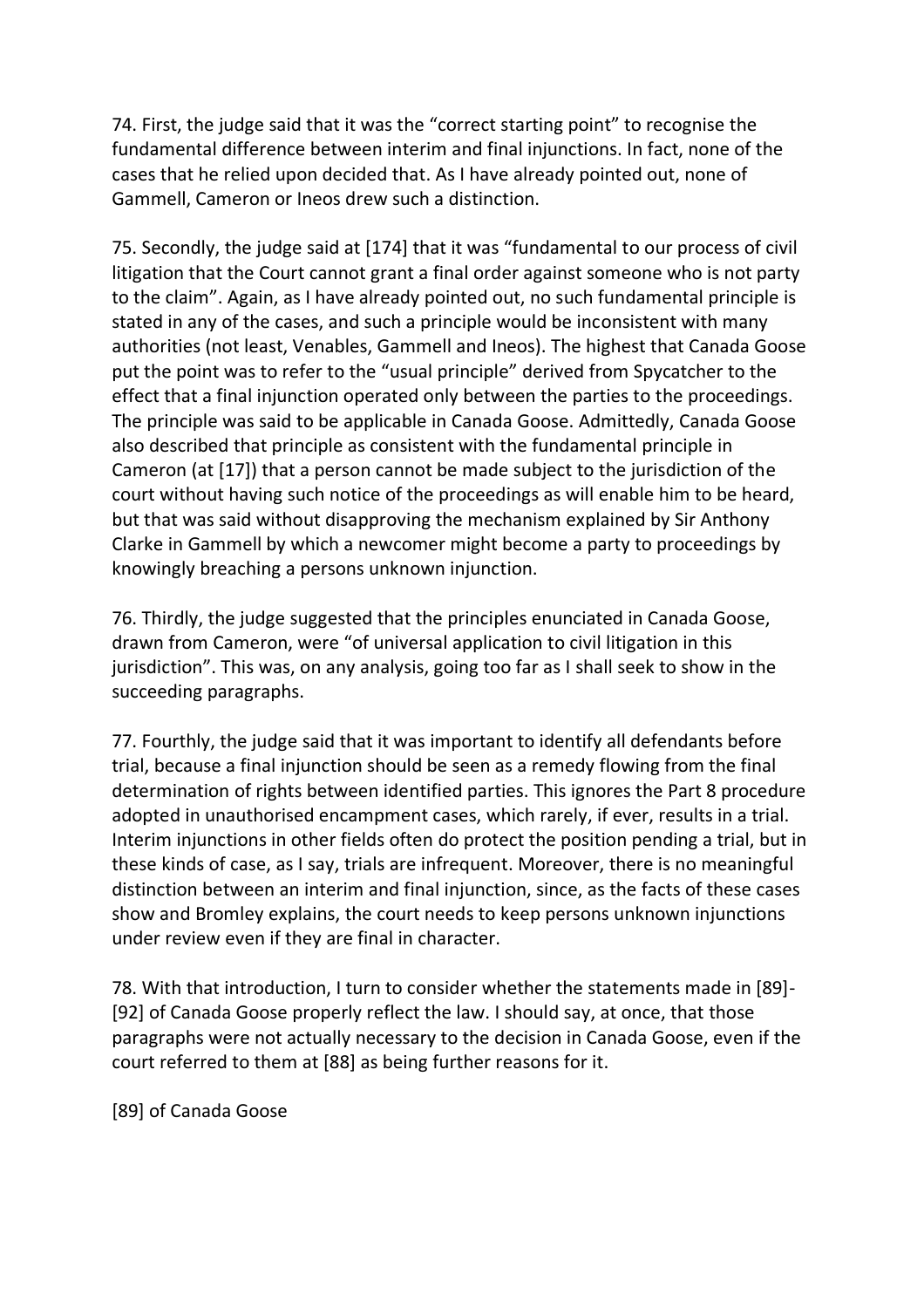74. First, the judge said that it was the "correct starting point" to recognise the fundamental difference between interim and final injunctions. In fact, none of the cases that he relied upon decided that. As I have already pointed out, none of Gammell, Cameron or Ineos drew such a distinction.

75. Secondly, the judge said at [174] that it was "fundamental to our process of civil litigation that the Court cannot grant a final order against someone who is not party to the claim". Again, as I have already pointed out, no such fundamental principle is stated in any of the cases, and such a principle would be inconsistent with many authorities (not least, Venables, Gammell and Ineos). The highest that Canada Goose put the point was to refer to the "usual principle" derived from Spycatcher to the effect that a final injunction operated only between the parties to the proceedings. The principle was said to be applicable in Canada Goose. Admittedly, Canada Goose also described that principle as consistent with the fundamental principle in Cameron (at [17]) that a person cannot be made subject to the jurisdiction of the court without having such notice of the proceedings as will enable him to be heard, but that was said without disapproving the mechanism explained by Sir Anthony Clarke in Gammell by which a newcomer might become a party to proceedings by knowingly breaching a persons unknown injunction.

76. Thirdly, the judge suggested that the principles enunciated in Canada Goose, drawn from Cameron, were "of universal application to civil litigation in this jurisdiction". This was, on any analysis, going too far as I shall seek to show in the succeeding paragraphs.

77. Fourthly, the judge said that it was important to identify all defendants before trial, because a final injunction should be seen as a remedy flowing from the final determination of rights between identified parties. This ignores the Part 8 procedure adopted in unauthorised encampment cases, which rarely, if ever, results in a trial. Interim injunctions in other fields often do protect the position pending a trial, but in these kinds of case, as I say, trials are infrequent. Moreover, there is no meaningful distinction between an interim and final injunction, since, as the facts of these cases show and Bromley explains, the court needs to keep persons unknown injunctions under review even if they are final in character.

78. With that introduction, I turn to consider whether the statements made in [89]-[92] of Canada Goose properly reflect the law. I should say, at once, that those paragraphs were not actually necessary to the decision in Canada Goose, even if the court referred to them at [88] as being further reasons for it.

[89] of Canada Goose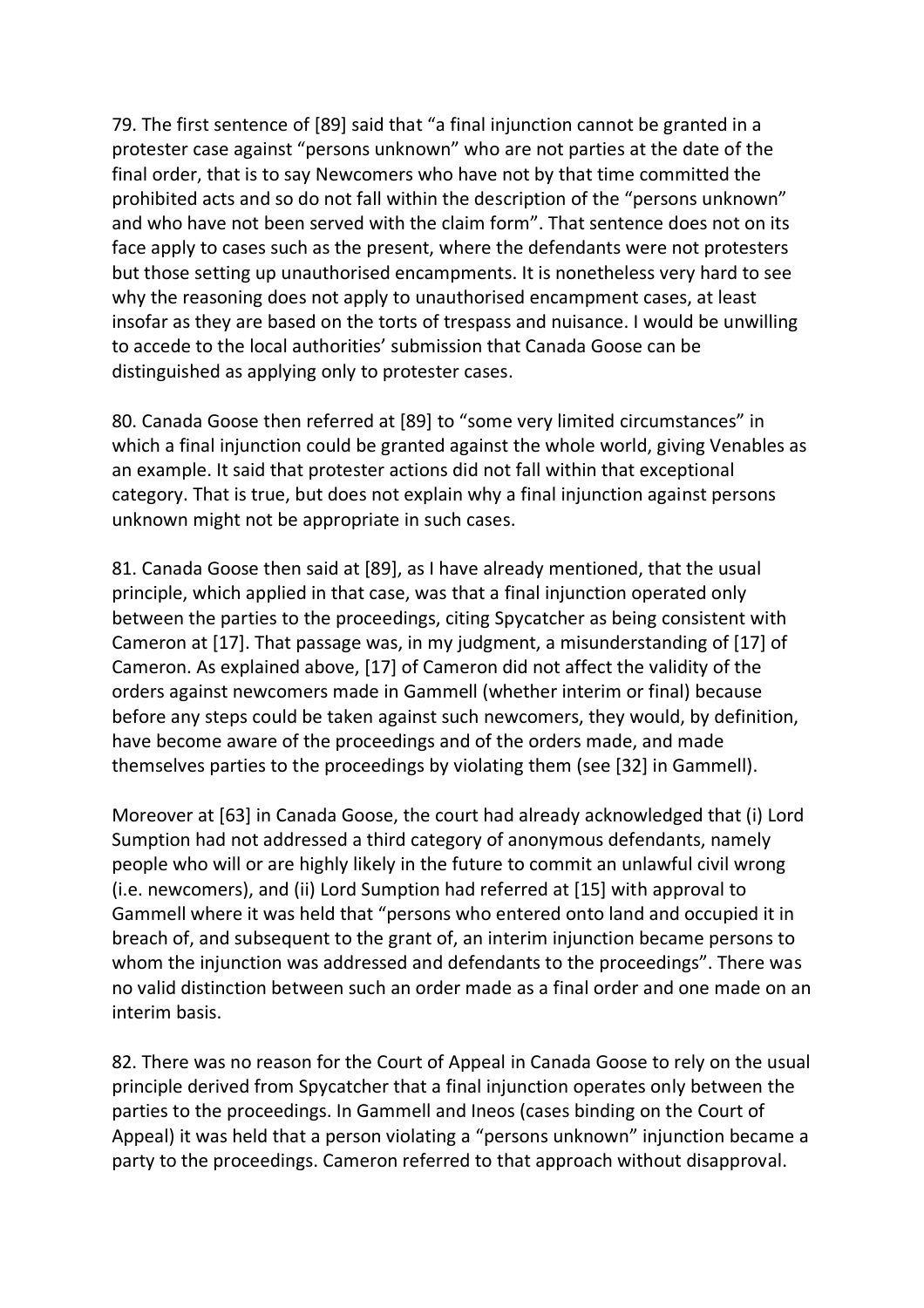79. The first sentence of [89] said that "a final injunction cannot be granted in a protester case against "persons unknown" who are not parties at the date of the final order, that is to say Newcomers who have not by that time committed the prohibited acts and so do not fall within the description of the "persons unknown" and who have not been served with the claim form". That sentence does not on its face apply to cases such as the present, where the defendants were not protesters but those setting up unauthorised encampments. It is nonetheless very hard to see why the reasoning does not apply to unauthorised encampment cases, at least insofar as they are based on the torts of trespass and nuisance. I would be unwilling to accede to the local authorities' submission that Canada Goose can be distinguished as applying only to protester cases.

80. Canada Goose then referred at [89] to "some very limited circumstances" in which a final injunction could be granted against the whole world, giving Venables as an example. It said that protester actions did not fall within that exceptional category. That is true, but does not explain why a final injunction against persons unknown might not be appropriate in such cases.

81. Canada Goose then said at [89], as I have already mentioned, that the usual principle, which applied in that case, was that a final injunction operated only between the parties to the proceedings, citing Spycatcher as being consistent with Cameron at [17]. That passage was, in my judgment, a misunderstanding of [17] of Cameron. As explained above, [17] of Cameron did not affect the validity of the orders against newcomers made in Gammell (whether interim or final) because before any steps could be taken against such newcomers, they would, by definition, have become aware of the proceedings and of the orders made, and made themselves parties to the proceedings by violating them (see [32] in Gammell).

Moreover at [63] in Canada Goose, the court had already acknowledged that (i) Lord Sumption had not addressed a third category of anonymous defendants, namely people who will or are highly likely in the future to commit an unlawful civil wrong (i.e. newcomers), and (ii) Lord Sumption had referred at [15] with approval to Gammell where it was held that "persons who entered onto land and occupied it in breach of, and subsequent to the grant of, an interim injunction became persons to whom the injunction was addressed and defendants to the proceedings". There was no valid distinction between such an order made as a final order and one made on an interim basis.

82. There was no reason for the Court of Appeal in Canada Goose to rely on the usual principle derived from Spycatcher that a final injunction operates only between the parties to the proceedings. In Gammell and Ineos (cases binding on the Court of Appeal) it was held that a person violating a "persons unknown" injunction became a party to the proceedings. Cameron referred to that approach without disapproval.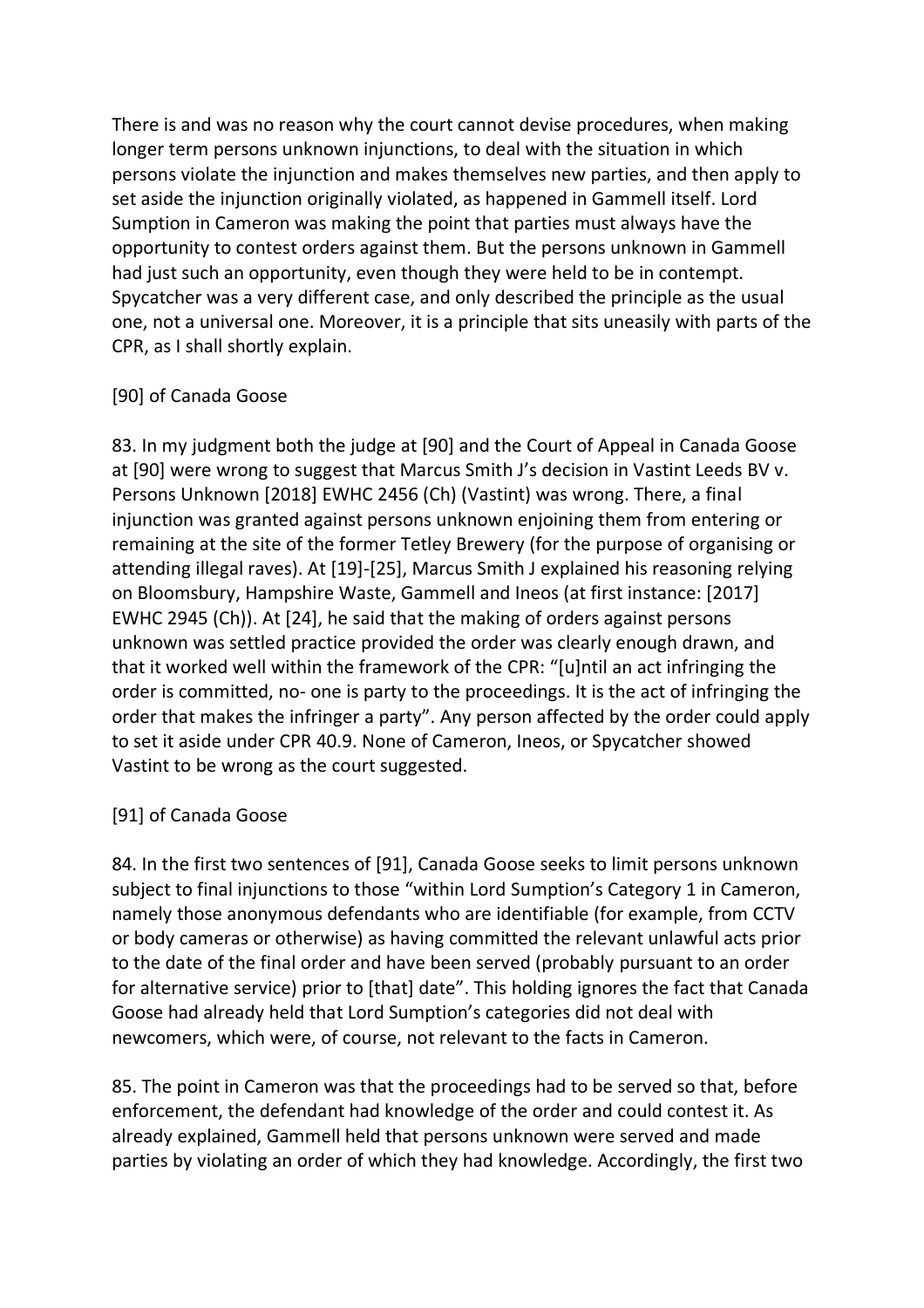There is and was no reason why the court cannot devise procedures, when making longer term persons unknown injunctions, to deal with the situation in which persons violate the injunction and makes themselves new parties, and then apply to set aside the injunction originally violated, as happened in Gammell itself. Lord Sumption in Cameron was making the point that parties must always have the opportunity to contest orders against them. But the persons unknown in Gammell had just such an opportunity, even though they were held to be in contempt. Spycatcher was a very different case, and only described the principle as the usual one, not a universal one. Moreover, it is a principle that sits uneasily with parts of the CPR, as I shall shortly explain.

[90] of Canada Goose

83. In my judgment both the judge at [90] and the Court of Appeal in Canada Goose at [90] were wrong to suggest that Marcus Smith J's decision in Vastint Leeds BV v. Persons Unknown [2018] EWHC 2456 (Ch) (Vastint) was wrong. There, a final injunction was granted against persons unknown enjoining them from entering or remaining at the site of the former Tetley Brewery (for the purpose of organising or attending illegal raves). At [19]-[25], Marcus Smith J explained his reasoning relying on Bloomsbury, Hampshire Waste, Gammell and Ineos (at first instance: [2017] EWHC 2945 (Ch)). At [24], he said that the making of orders against persons unknown was settled practice provided the order was clearly enough drawn, and that it worked well within the framework of the CPR: "[u]ntil an act infringing the order is committed, no- one is party to the proceedings. It is the act of infringing the order that makes the infringer a party". Any person affected by the order could apply to set it aside under CPR 40.9. None of Cameron, Ineos, or Spycatcher showed Vastint to be wrong as the court suggested.

[91] of Canada Goose

84. In the first two sentences of [91], Canada Goose seeks to limit persons unknown subject to final injunctions to those "within Lord Sumption's Category 1 in Cameron, namely those anonymous defendants who are identifiable (for example, from CCTV or body cameras or otherwise) as having committed the relevant unlawful acts prior to the date of the final order and have been served (probably pursuant to an order for alternative service) prior to [that] date". This holding ignores the fact that Canada Goose had already held that Lord Sumption's categories did not deal with newcomers, which were, of course, not relevant to the facts in Cameron.

85. The point in Cameron was that the proceedings had to be served so that, before enforcement, the defendant had knowledge of the order and could contest it. As already explained, Gammell held that persons unknown were served and made parties by violating an order of which they had knowledge. Accordingly, the first two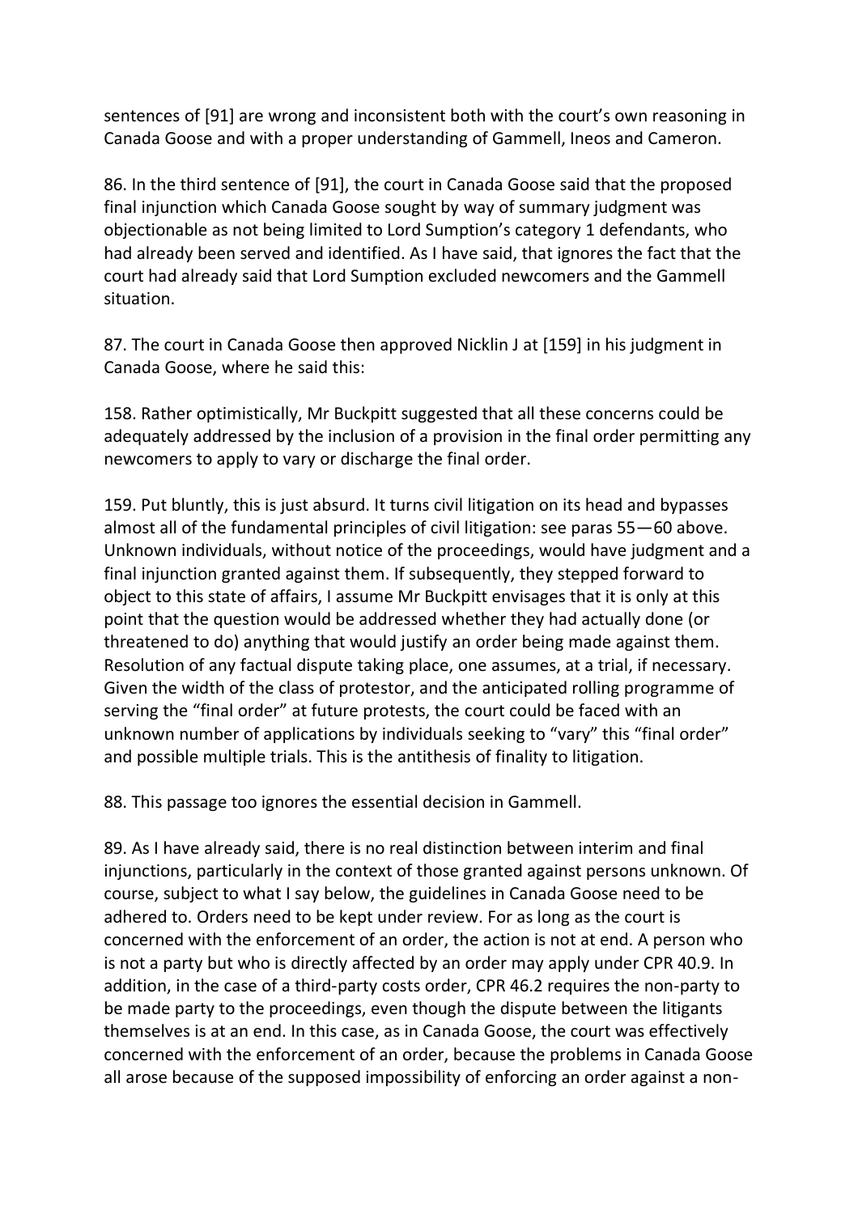sentences of [91] are wrong and inconsistent both with the court's own reasoning in Canada Goose and with a proper understanding of Gammell, Ineos and Cameron.

86. In the third sentence of [91], the court in Canada Goose said that the proposed final injunction which Canada Goose sought by way of summary judgment was objectionable as not being limited to Lord Sumption's category 1 defendants, who had already been served and identified. As I have said, that ignores the fact that the court had already said that Lord Sumption excluded newcomers and the Gammell situation.

87. The court in Canada Goose then approved Nicklin J at [159] in his judgment in Canada Goose, where he said this:

158. Rather optimistically, Mr Buckpitt suggested that all these concerns could be adequately addressed by the inclusion of a provision in the final order permitting any newcomers to apply to vary or discharge the final order.

159. Put bluntly, this is just absurd. It turns civil litigation on its head and bypasses almost all of the fundamental principles of civil litigation: see paras 55—60 above. Unknown individuals, without notice of the proceedings, would have judgment and a final injunction granted against them. If subsequently, they stepped forward to object to this state of affairs, I assume Mr Buckpitt envisages that it is only at this point that the question would be addressed whether they had actually done (or threatened to do) anything that would justify an order being made against them. Resolution of any factual dispute taking place, one assumes, at a trial, if necessary. Given the width of the class of protestor, and the anticipated rolling programme of serving the "final order" at future protests, the court could be faced with an unknown number of applications by individuals seeking to "vary" this "final order" and possible multiple trials. This is the antithesis of finality to litigation.

88. This passage too ignores the essential decision in Gammell.

89. As I have already said, there is no real distinction between interim and final injunctions, particularly in the context of those granted against persons unknown. Of course, subject to what I say below, the guidelines in Canada Goose need to be adhered to. Orders need to be kept under review. For as long as the court is concerned with the enforcement of an order, the action is not at end. A person who is not a party but who is directly affected by an order may apply under CPR 40.9. In addition, in the case of a third-party costs order, CPR 46.2 requires the non-party to be made party to the proceedings, even though the dispute between the litigants themselves is at an end. In this case, as in Canada Goose, the court was effectively concerned with the enforcement of an order, because the problems in Canada Goose all arose because of the supposed impossibility of enforcing an order against a non-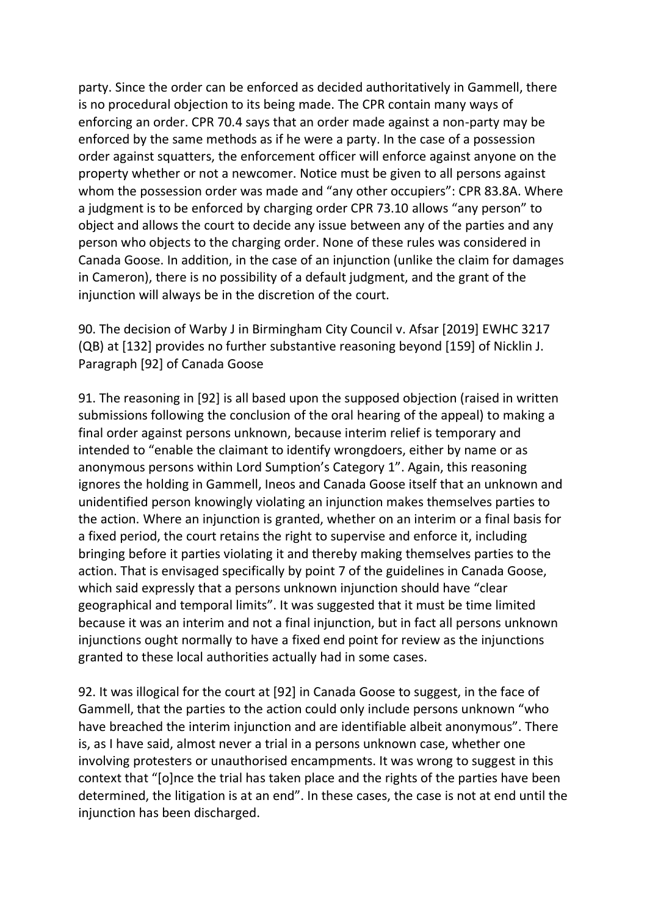party. Since the order can be enforced as decided authoritatively in Gammell, there is no procedural objection to its being made. The CPR contain many ways of enforcing an order. CPR 70.4 says that an order made against a non-party may be enforced by the same methods as if he were a party. In the case of a possession order against squatters, the enforcement officer will enforce against anyone on the property whether or not a newcomer. Notice must be given to all persons against whom the possession order was made and "any other occupiers": CPR 83.8A. Where a judgment is to be enforced by charging order CPR 73.10 allows "any person" to object and allows the court to decide any issue between any of the parties and any person who objects to the charging order. None of these rules was considered in Canada Goose. In addition, in the case of an injunction (unlike the claim for damages in Cameron), there is no possibility of a default judgment, and the grant of the injunction will always be in the discretion of the court.

90. The decision of Warby J in Birmingham City Council v. Afsar [2019] EWHC 3217 (QB) at [132] provides no further substantive reasoning beyond [159] of Nicklin J.

Paragraph [92] of Canada Goose

91. The reasoning in [92] is all based upon the supposed objection (raised in written submissions following the conclusion of the oral hearing of the appeal) to making a final order against persons unknown, because interim relief is temporary and intended to "enable the claimant to identify wrongdoers, either by name or as anonymous persons within Lord Sumption's Category 1". Again, this reasoning ignores the holding in Gammell, Ineos and Canada Goose itself that an unknown and unidentified person knowingly violating an injunction makes themselves parties to the action. Where an injunction is granted, whether on an interim or a final basis for a fixed period, the court retains the right to supervise and enforce it, including bringing before it parties violating it and thereby making themselves parties to the action. That is envisaged specifically by point 7 of the guidelines in Canada Goose, which said expressly that a persons unknown injunction should have "clear geographical and temporal limits". It was suggested that it must be time limited because it was an interim and not a final injunction, but in fact all persons unknown injunctions ought normally to have a fixed end point for review as the injunctions granted to these local authorities actually had in some cases.

92. It was illogical for the court at [92] in Canada Goose to suggest, in the face of Gammell, that the parties to the action could only include persons unknown "who have breached the interim injunction and are identifiable albeit anonymous". There is, as I have said, almost never a trial in a persons unknown case, whether one involving protesters or unauthorised encampments. It was wrong to suggest in this context that "[o]nce the trial has taken place and the rights of the parties have been determined, the litigation is at an end". In these cases, the case is not at end until the injunction has been discharged.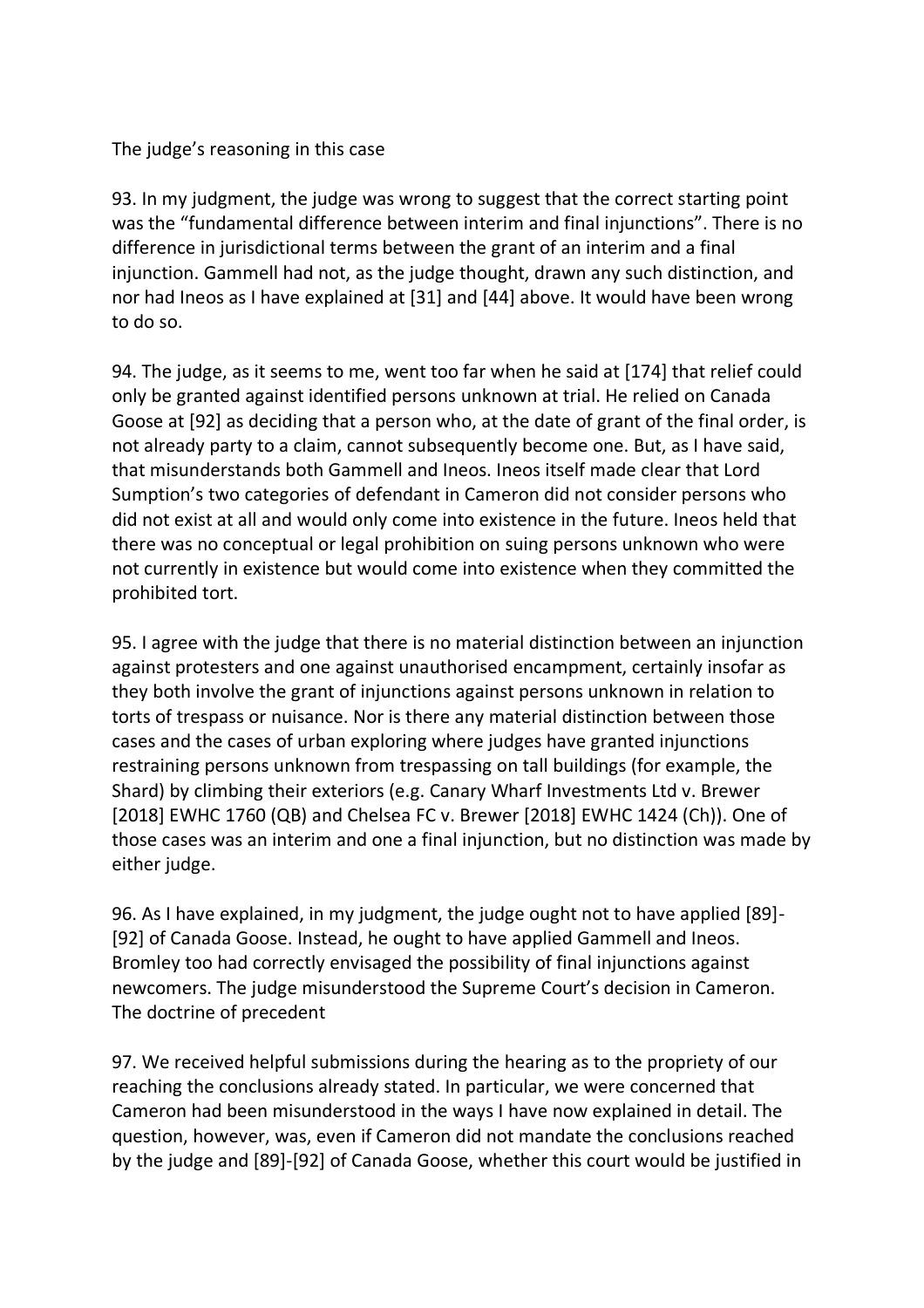## The judge's reasoning in this case

93. In my judgment, the judge was wrong to suggest that the correct starting point was the "fundamental difference between interim and final injunctions". There is no difference in jurisdictional terms between the grant of an interim and a final injunction. Gammell had not, as the judge thought, drawn any such distinction, and nor had Ineos as I have explained at [31] and [44] above. It would have been wrong to do so.

94. The judge, as it seems to me, went too far when he said at [174] that relief could only be granted against identified persons unknown at trial. He relied on Canada Goose at [92] as deciding that a person who, at the date of grant of the final order, is not already party to a claim, cannot subsequently become one. But, as I have said, that misunderstands both Gammell and Ineos. Ineos itself made clear that Lord Sumption's two categories of defendant in Cameron did not consider persons who did not exist at all and would only come into existence in the future. Ineos held that there was no conceptual or legal prohibition on suing persons unknown who were not currently in existence but would come into existence when they committed the prohibited tort.

95. I agree with the judge that there is no material distinction between an injunction against protesters and one against unauthorised encampment, certainly insofar as they both involve the grant of injunctions against persons unknown in relation to torts of trespass or nuisance. Nor is there any material distinction between those cases and the cases of urban exploring where judges have granted injunctions restraining persons unknown from trespassing on tall buildings (for example, the Shard) by climbing their exteriors (e.g. Canary Wharf Investments Ltd v. Brewer [2018] EWHC 1760 (QB) and Chelsea FC v. Brewer [2018] EWHC 1424 (Ch)). One of those cases was an interim and one a final injunction, but no distinction was made by either judge.

96. As I have explained, in my judgment, the judge ought not to have applied [89]-[92] of Canada Goose. Instead, he ought to have applied Gammell and Ineos. Bromley too had correctly envisaged the possibility of final injunctions against newcomers. The judge misunderstood the Supreme Court's decision in Cameron.

## The doctrine of precedent

97. We received helpful submissions during the hearing as to the propriety of our reaching the conclusions already stated. In particular, we were concerned that Cameron had been misunderstood in the ways I have now explained in detail. The question, however, was, even if Cameron did not mandate the conclusions reached by the judge and [89]-[92] of Canada Goose, whether this court would be justified in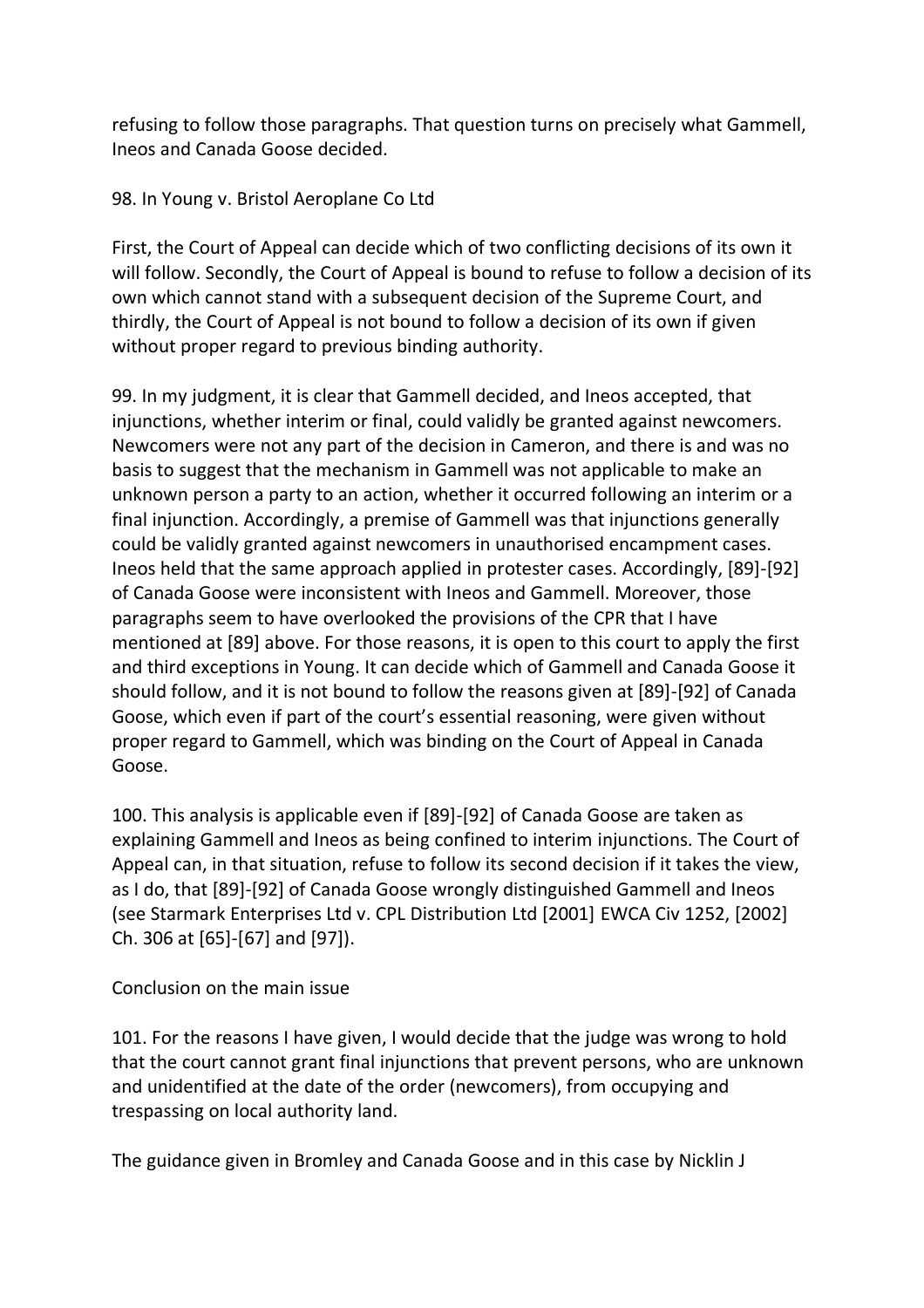refusing to follow those paragraphs. That question turns on precisely what Gammell, Ineos and Canada Goose decided.

98. In Young v. Bristol Aeroplane Co Ltd

First, the Court of Appeal can decide which of two conflicting decisions of its own it will follow. Secondly, the Court of Appeal is bound to refuse to follow a decision of its own which cannot stand with a subsequent decision of the Supreme Court, and thirdly, the Court of Appeal is not bound to follow a decision of its own if given without proper regard to previous binding authority.

99. In my judgment, it is clear that Gammell decided, and Ineos accepted, that injunctions, whether interim or final, could validly be granted against newcomers. Newcomers were not any part of the decision in Cameron, and there is and was no basis to suggest that the mechanism in Gammell was not applicable to make an unknown person a party to an action, whether it occurred following an interim or a final injunction. Accordingly, a premise of Gammell was that injunctions generally could be validly granted against newcomers in unauthorised encampment cases. Ineos held that the same approach applied in protester cases. Accordingly, [89]-[92] of Canada Goose were inconsistent with Ineos and Gammell. Moreover, those paragraphs seem to have overlooked the provisions of the CPR that I have mentioned at [89] above. For those reasons, it is open to this court to apply the first and third exceptions in Young. It can decide which of Gammell and Canada Goose it should follow, and it is not bound to follow the reasons given at [89]-[92] of Canada Goose, which even if part of the court's essential reasoning, were given without proper regard to Gammell, which was binding on the Court of Appeal in Canada Goose.

100. This analysis is applicable even if [89]-[92] of Canada Goose are taken as explaining Gammell and Ineos as being confined to interim injunctions. The Court of Appeal can, in that situation, refuse to follow its second decision if it takes the view, as I do, that [89]-[92] of Canada Goose wrongly distinguished Gammell and Ineos (see Starmark Enterprises Ltd v. CPL Distribution Ltd [2001] EWCA Civ 1252, [2002] Ch. 306 at [65]-[67] and [97]).

Conclusion on the main issue

101. For the reasons I have given, I would decide that the judge was wrong to hold that the court cannot grant final injunctions that prevent persons, who are unknown and unidentified at the date of the order (newcomers), from occupying and trespassing on local authority land.

The guidance given in Bromley and Canada Goose and in this case by Nicklin J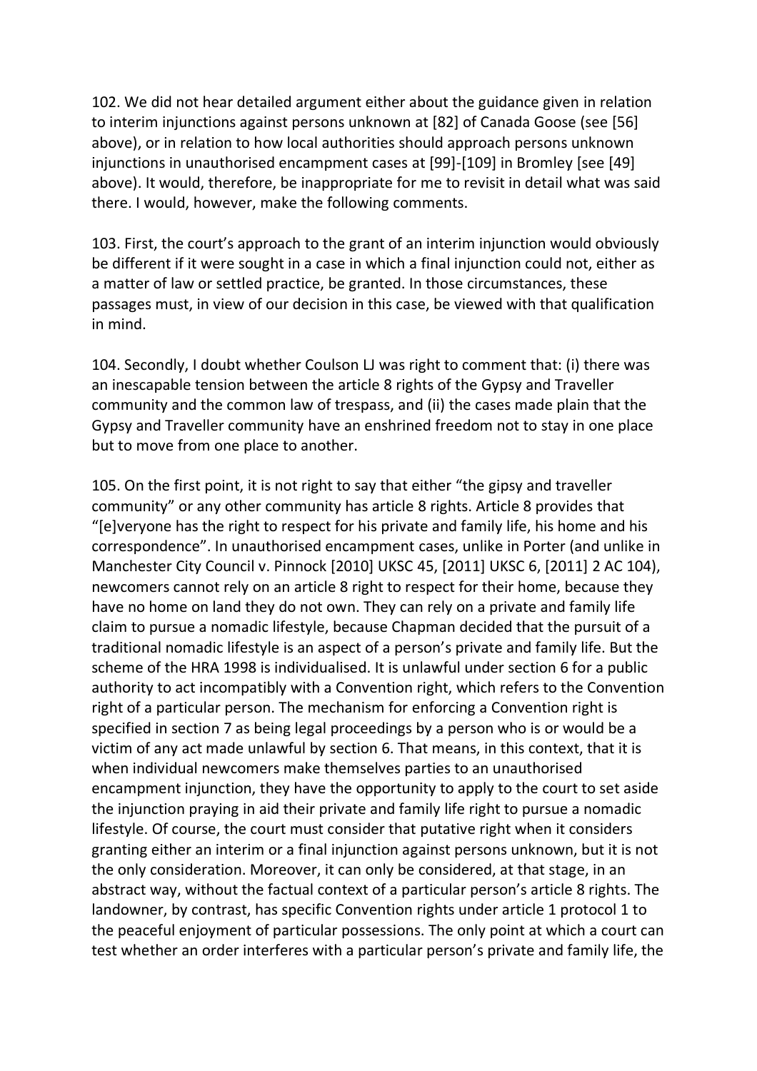102. We did not hear detailed argument either about the guidance given in relation to interim injunctions against persons unknown at [82] of Canada Goose (see [56] above), or in relation to how local authorities should approach persons unknown injunctions in unauthorised encampment cases at [99]-[109] in Bromley [see [49] above). It would, therefore, be inappropriate for me to revisit in detail what was said there. I would, however, make the following comments.

103. First, the court's approach to the grant of an interim injunction would obviously be different if it were sought in a case in which a final injunction could not, either as a matter of law or settled practice, be granted. In those circumstances, these passages must, in view of our decision in this case, be viewed with that qualification in mind.

104. Secondly, I doubt whether Coulson LJ was right to comment that: (i) there was an inescapable tension between the article 8 rights of the Gypsy and Traveller community and the common law of trespass, and (ii) the cases made plain that the Gypsy and Traveller community have an enshrined freedom not to stay in one place but to move from one place to another.

105. On the first point, it is not right to say that either "the gipsy and traveller community" or any other community has article 8 rights. Article 8 provides that "[e]veryone has the right to respect for his private and family life, his home and his correspondence". In unauthorised encampment cases, unlike in Porter (and unlike in Manchester City Council v. Pinnock [2010] UKSC 45, [2011] UKSC 6, [2011] 2 AC 104), newcomers cannot rely on an article 8 right to respect for their home, because they have no home on land they do not own. They can rely on a private and family life claim to pursue a nomadic lifestyle, because Chapman decided that the pursuit of a traditional nomadic lifestyle is an aspect of a person's private and family life. But the scheme of the HRA 1998 is individualised. It is unlawful under section 6 for a public authority to act incompatibly with a Convention right, which refers to the Convention right of a particular person. The mechanism for enforcing a Convention right is specified in section 7 as being legal proceedings by a person who is or would be a victim of any act made unlawful by section 6. That means, in this context, that it is when individual newcomers make themselves parties to an unauthorised encampment injunction, they have the opportunity to apply to the court to set aside the injunction praying in aid their private and family life right to pursue a nomadic lifestyle. Of course, the court must consider that putative right when it considers granting either an interim or a final injunction against persons unknown, but it is not the only consideration. Moreover, it can only be considered, at that stage, in an abstract way, without the factual context of a particular person's article 8 rights. The landowner, by contrast, has specific Convention rights under article 1 protocol 1 to the peaceful enjoyment of particular possessions. The only point at which a court can test whether an order interferes with a particular person's private and family life, the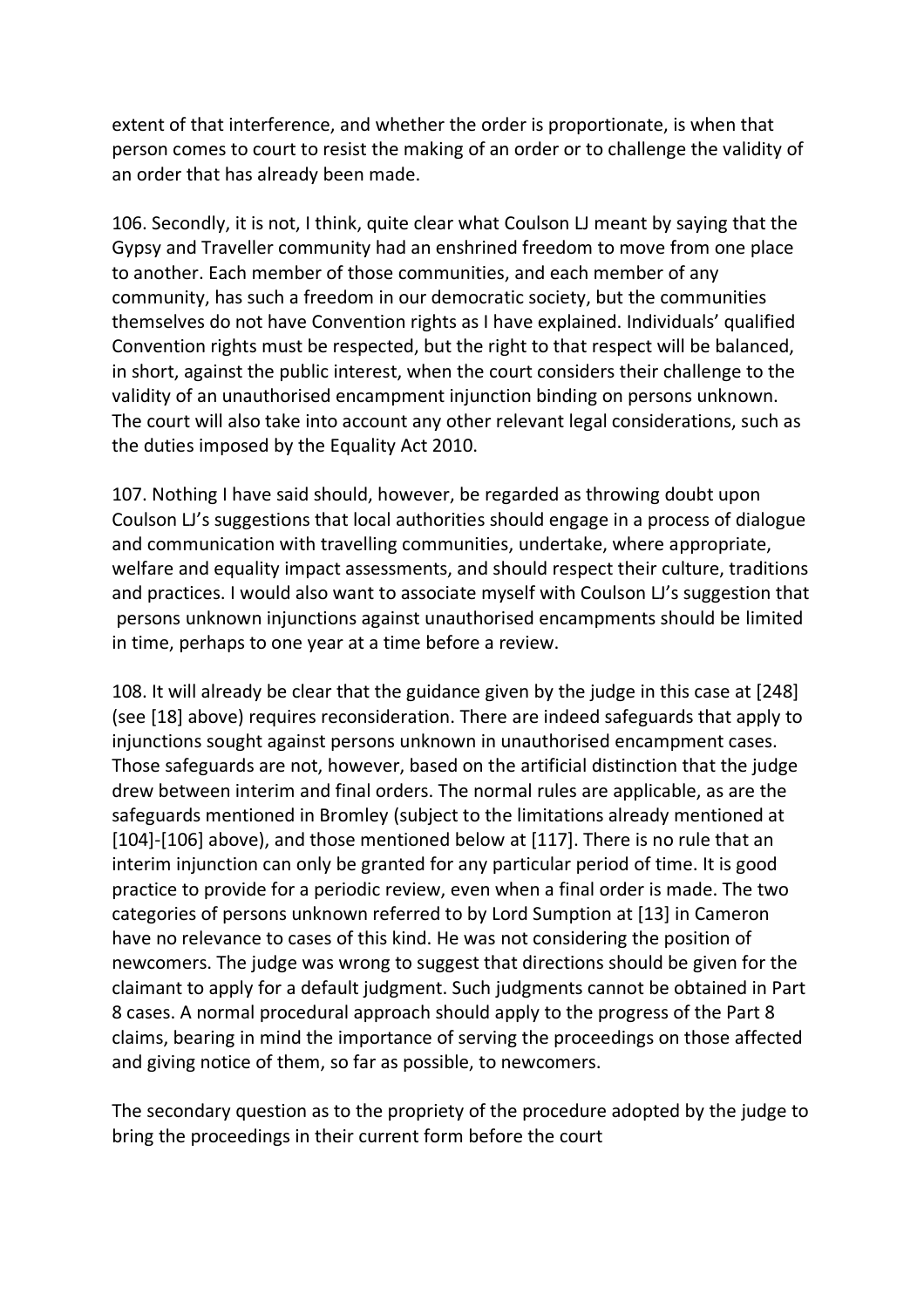extent of that interference, and whether the order is proportionate, is when that person comes to court to resist the making of an order or to challenge the validity of an order that has already been made.

106. Secondly, it is not, I think, quite clear what Coulson LJ meant by saying that the Gypsy and Traveller community had an enshrined freedom to move from one place to another. Each member of those communities, and each member of any community, has such a freedom in our democratic society, but the communities themselves do not have Convention rights as I have explained. Individuals' qualified Convention rights must be respected, but the right to that respect will be balanced, in short, against the public interest, when the court considers their challenge to the validity of an unauthorised encampment injunction binding on persons unknown. The court will also take into account any other relevant legal considerations, such as the duties imposed by the Equality Act 2010.

107. Nothing I have said should, however, be regarded as throwing doubt upon Coulson LJ's suggestions that local authorities should engage in a process of dialogue and communication with travelling communities, undertake, where appropriate, welfare and equality impact assessments, and should respect their culture, traditions and practices. I would also want to associate myself with Coulson LJ's suggestion that persons unknown injunctions against unauthorised encampments should be limited in time, perhaps to one year at a time before a review.

108. It will already be clear that the guidance given by the judge in this case at [248] (see [18] above) requires reconsideration. There are indeed safeguards that apply to injunctions sought against persons unknown in unauthorised encampment cases. Those safeguards are not, however, based on the artificial distinction that the judge drew between interim and final orders. The normal rules are applicable, as are the safeguards mentioned in Bromley (subject to the limitations already mentioned at [104]-[106] above), and those mentioned below at [117]. There is no rule that an interim injunction can only be granted for any particular period of time. It is good practice to provide for a periodic review, even when a final order is made. The two categories of persons unknown referred to by Lord Sumption at [13] in Cameron have no relevance to cases of this kind. He was not considering the position of newcomers. The judge was wrong to suggest that directions should be given for the claimant to apply for a default judgment. Such judgments cannot be obtained in Part 8 cases. A normal procedural approach should apply to the progress of the Part 8 claims, bearing in mind the importance of serving the proceedings on those affected and giving notice of them, so far as possible, to newcomers.

The secondary question as to the propriety of the procedure adopted by the judge to bring the proceedings in their current form before the court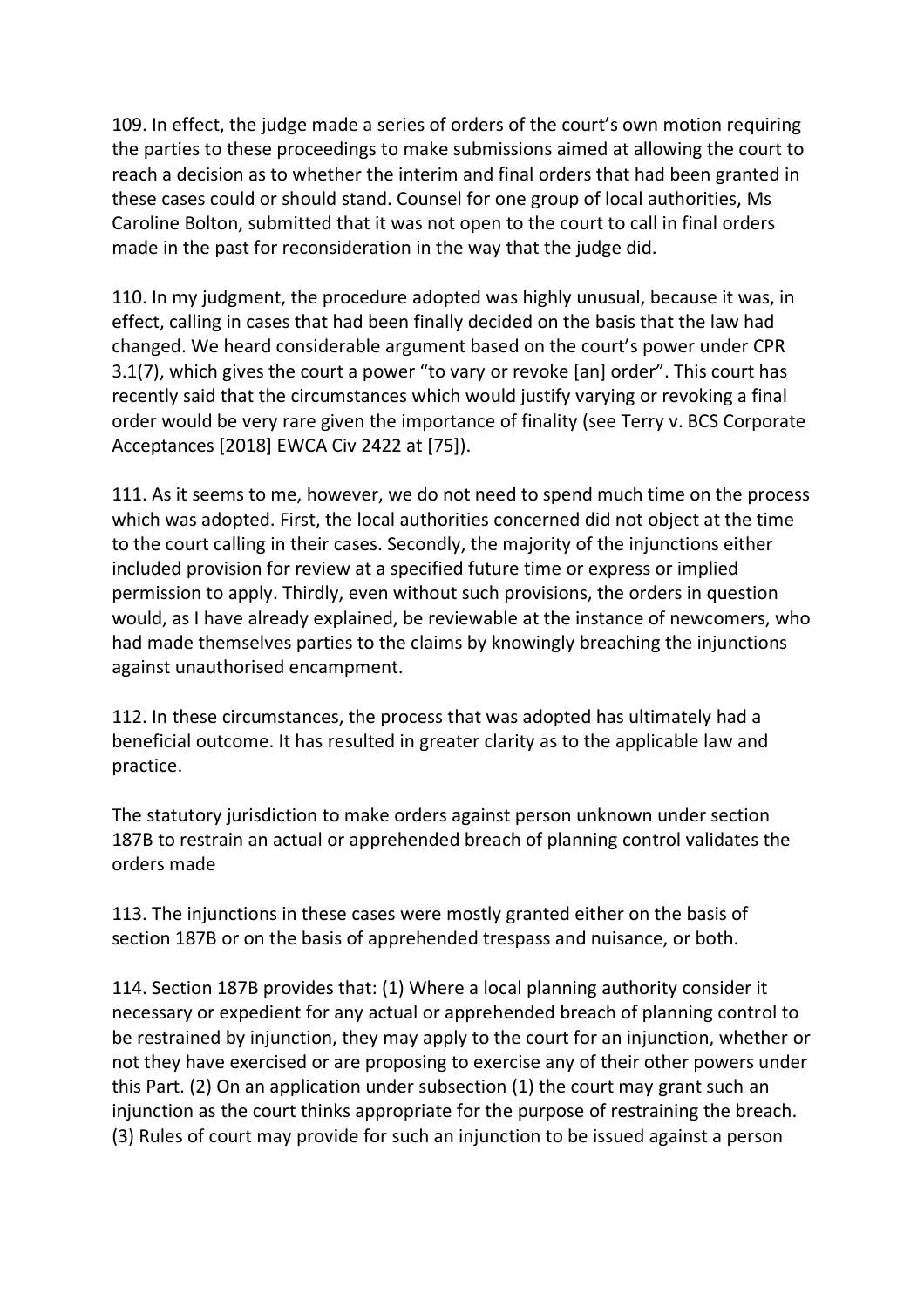109. In effect, the judge made a series of orders of the court's own motion requiring the parties to these proceedings to make submissions aimed at allowing the court to reach a decision as to whether the interim and final orders that had been granted in these cases could or should stand. Counsel for one group of local authorities, Ms Caroline Bolton, submitted that it was not open to the court to call in final orders made in the past for reconsideration in the way that the judge did.

110. In my judgment, the procedure adopted was highly unusual, because it was, in effect, calling in cases that had been finally decided on the basis that the law had changed. We heard considerable argument based on the court's power under CPR 3.1(7), which gives the court a power "to vary or revoke [an] order". This court has recently said that the circumstances which would justify varying or revoking a final order would be very rare given the importance of finality (see Terry v. BCS Corporate Acceptances [2018] EWCA Civ 2422 at [75]).

111. As it seems to me, however, we do not need to spend much time on the process which was adopted. First, the local authorities concerned did not object at the time to the court calling in their cases. Secondly, the majority of the injunctions either included provision for review at a specified future time or express or implied permission to apply. Thirdly, even without such provisions, the orders in question would, as I have already explained, be reviewable at the instance of newcomers, who had made themselves parties to the claims by knowingly breaching the injunctions against unauthorised encampment.

112. In these circumstances, the process that was adopted has ultimately had a beneficial outcome. It has resulted in greater clarity as to the applicable law and practice.

The statutory jurisdiction to make orders against person unknown under section 187B to restrain an actual or apprehended breach of planning control validates the orders made

113. The injunctions in these cases were mostly granted either on the basis of section 187B or on the basis of apprehended trespass and nuisance, or both.

114. Section 187B provides that: (1) Where a local planning authority consider it necessary or expedient for any actual or apprehended breach of planning control to be restrained by injunction, they may apply to the court for an injunction, whether or not they have exercised or are proposing to exercise any of their other powers under this Part. (2) On an application under subsection (1) the court may grant such an injunction as the court thinks appropriate for the purpose of restraining the breach. (3) Rules of court may provide for such an injunction to be issued against a person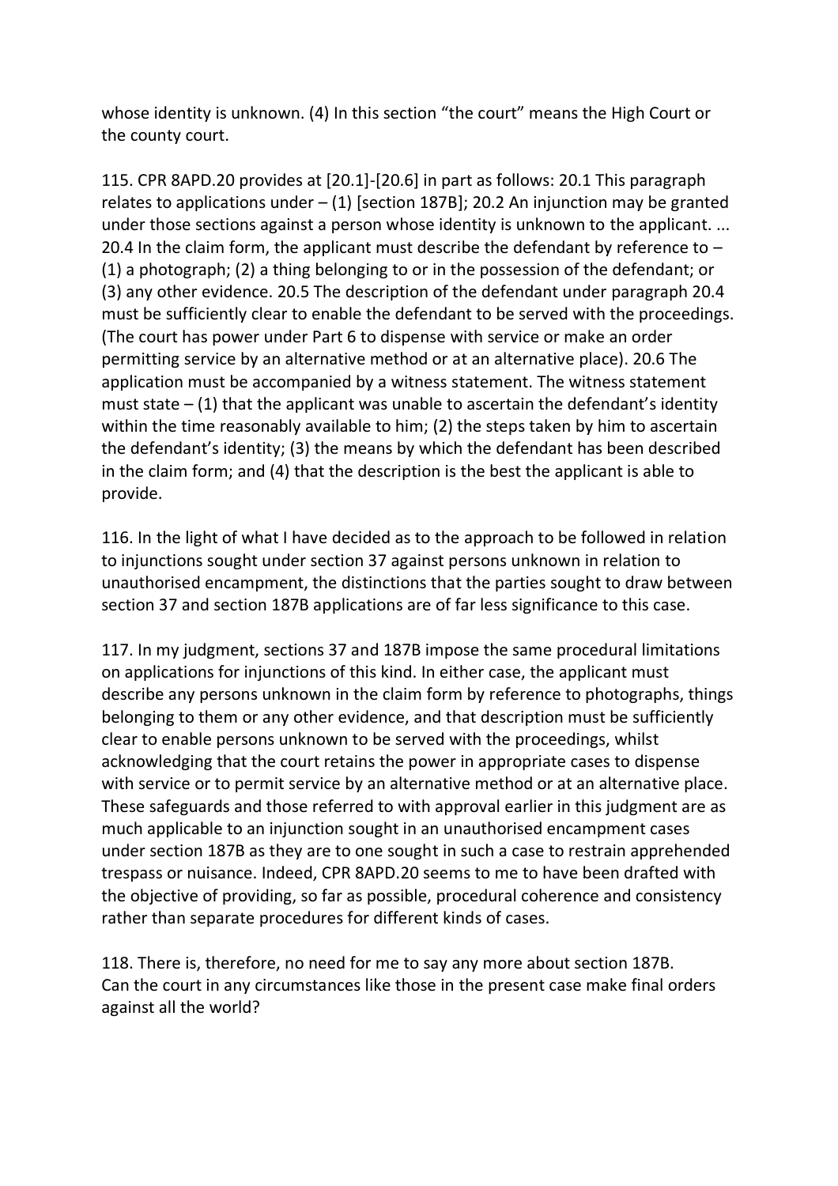whose identity is unknown. (4) In this section "the court" means the High Court or the county court.

115. CPR 8APD.20 provides at [20.1]-[20.6] in part as follows: 20.1 This paragraph relates to applications under – (1) [section 187B]; 20.2 An injunction may be granted under those sections against a person whose identity is unknown to the applicant. ... 20.4 In the claim form, the applicant must describe the defendant by reference to – (1) a photograph; (2) a thing belonging to or in the possession of the defendant; or (3) any other evidence. 20.5 The description of the defendant under paragraph 20.4 must be sufficiently clear to enable the defendant to be served with the proceedings. (The court has power under Part 6 to dispense with service or make an order permitting service by an alternative method or at an alternative place). 20.6 The application must be accompanied by a witness statement. The witness statement must state – (1) that the applicant was unable to ascertain the defendant's identity within the time reasonably available to him; (2) the steps taken by him to ascertain the defendant's identity; (3) the means by which the defendant has been described in the claim form; and (4) that the description is the best the applicant is able to provide.

116. In the light of what I have decided as to the approach to be followed in relation to injunctions sought under section 37 against persons unknown in relation to unauthorised encampment, the distinctions that the parties sought to draw between section 37 and section 187B applications are of far less significance to this case.

117. In my judgment, sections 37 and 187B impose the same procedural limitations on applications for injunctions of this kind. In either case, the applicant must describe any persons unknown in the claim form by reference to photographs, things belonging to them or any other evidence, and that description must be sufficiently clear to enable persons unknown to be served with the proceedings, whilst acknowledging that the court retains the power in appropriate cases to dispense with service or to permit service by an alternative method or at an alternative place. These safeguards and those referred to with approval earlier in this judgment are as much applicable to an injunction sought in an unauthorised encampment cases under section 187B as they are to one sought in such a case to restrain apprehended trespass or nuisance. Indeed, CPR 8APD.20 seems to me to have been drafted with the objective of providing, so far as possible, procedural coherence and consistency rather than separate procedures for different kinds of cases.

118. There is, therefore, no need for me to say any more about section 187B.

Can the court in any circumstances like those in the present case make final orders against all the world?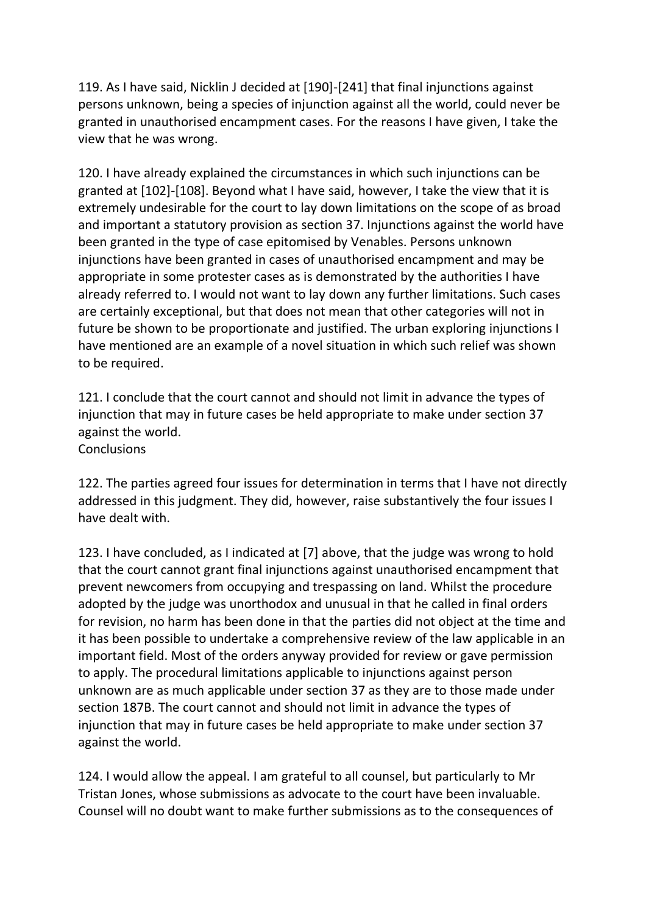119. As I have said, Nicklin J decided at [190]-[241] that final injunctions against persons unknown, being a species of injunction against all the world, could never be granted in unauthorised encampment cases. For the reasons I have given, I take the view that he was wrong.

120. I have already explained the circumstances in which such injunctions can be granted at [102]-[108]. Beyond what I have said, however, I take the view that it is extremely undesirable for the court to lay down limitations on the scope of as broad and important a statutory provision as section 37. Injunctions against the world have been granted in the type of case epitomised by Venables. Persons unknown injunctions have been granted in cases of unauthorised encampment and may be appropriate in some protester cases as is demonstrated by the authorities I have already referred to. I would not want to lay down any further limitations. Such cases are certainly exceptional, but that does not mean that other categories will not in future be shown to be proportionate and justified. The urban exploring injunctions I have mentioned are an example of a novel situation in which such relief was shown to be required.

121. I conclude that the court cannot and should not limit in advance the types of injunction that may in future cases be held appropriate to make under section 37 against the world.

## Conclusions

122. The parties agreed four issues for determination in terms that I have not directly addressed in this judgment. They did, however, raise substantively the four issues I have dealt with.

123. I have concluded, as I indicated at [7] above, that the judge was wrong to hold that the court cannot grant final injunctions against unauthorised encampment that prevent newcomers from occupying and trespassing on land. Whilst the procedure adopted by the judge was unorthodox and unusual in that he called in final orders for revision, no harm has been done in that the parties did not object at the time and it has been possible to undertake a comprehensive review of the law applicable in an important field. Most of the orders anyway provided for review or gave permission to apply. The procedural limitations applicable to injunctions against person unknown are as much applicable under section 37 as they are to those made under section 187B. The court cannot and should not limit in advance the types of injunction that may in future cases be held appropriate to make under section 37 against the world.

124. I would allow the appeal. I am grateful to all counsel, but particularly to Mr Tristan Jones, whose submissions as advocate to the court have been invaluable. Counsel will no doubt want to make further submissions as to the consequences of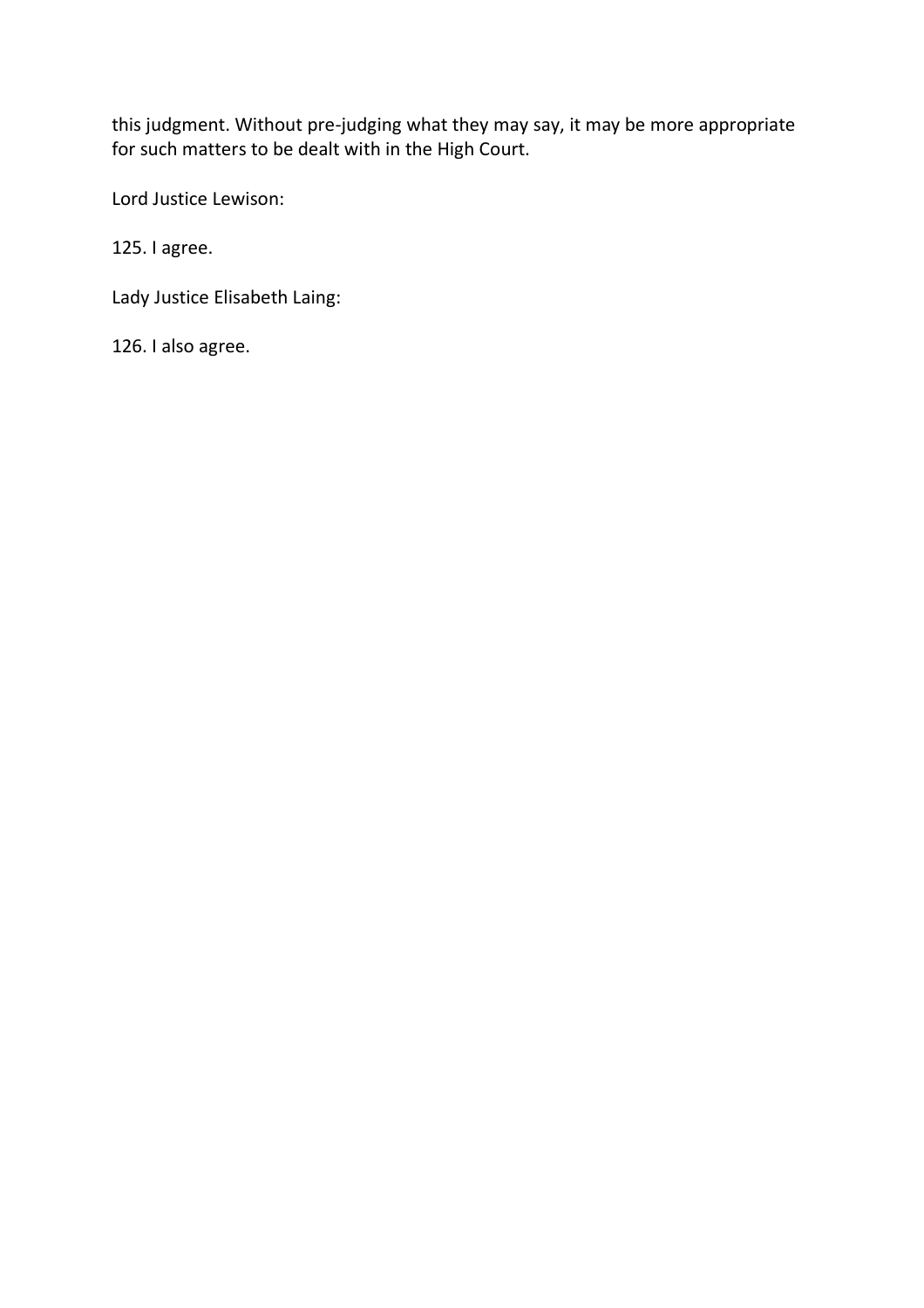this judgment. Without pre-judging what they may say, it may be more appropriate for such matters to be dealt with in the High Court.

Lord Justice Lewison:

125. I agree.

Lady Justice Elisabeth Laing:

126. I also agree.